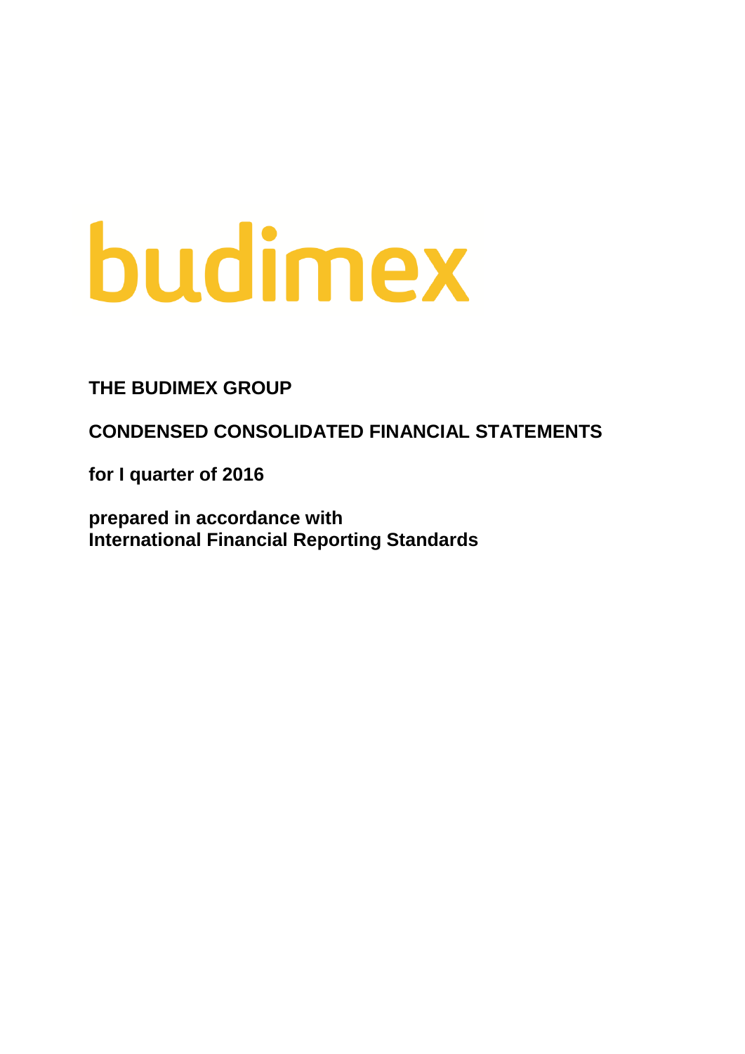budimex

**THE BUDIMEX GROUP**

**CONDENSED CONSOLIDATED FINANCIAL STATEMENTS**

**for I quarter of 2016**

**prepared in accordance with**
**International Financial Reporting Standards**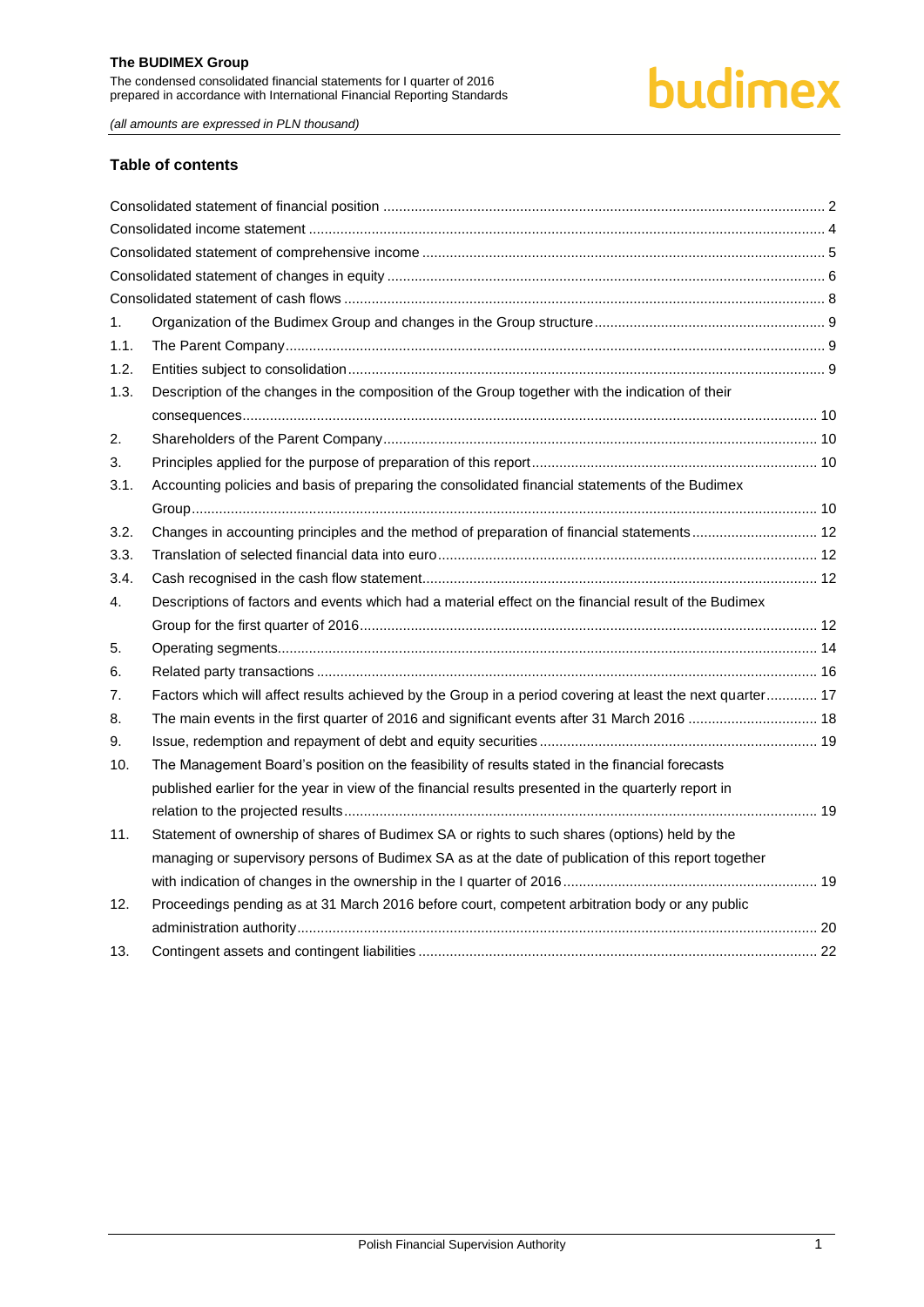## Table of contents

| | | |
|---|---|---|
| Consolidated statement of financial position | | 2 |
| Consolidated income statement | | 4 |
| Consolidated statement of comprehensive income | | 5 |
| Consolidated statement of changes in equity | | 6 |
| Consolidated statement of cash flows | | 8 |
| 1. | Organization of the Budimex Group and changes in the Group structure | 9 |
| 1.1. | The Parent Company | 9 |
| 1.2. | Entities subject to consolidation | 9 |
| 1.3. | Description of the changes in the composition of the Group together with the indication of their consequences | 10 |
| 2. | Shareholders of the Parent Company | 10 |
| 3. | Principles applied for the purpose of preparation of this report | 10 |
| 3.1. | Accounting policies and basis of preparing the consolidated financial statements of the Budimex Group | 10 |
| 3.2. | Changes in accounting principles and the method of preparation of financial statements | 12 |
| 3.3. | Translation of selected financial data into euro | 12 |
| 3.4. | Cash recognised in the cash flow statement | 12 |
| 4. | Descriptions of factors and events which had a material effect on the financial result of the Budimex Group for the first quarter of 2016 | 12 |
| 5. | Operating segments | 14 |
| 6. | Related party transactions | 16 |
| 7. | Factors which will affect results achieved by the Group in a period covering at least the next quarter | 17 |
| 8. | The main events in the first quarter of 2016 and significant events after 31 March 2016 | 18 |
| 9. | Issue, redemption and repayment of debt and equity securities | 19 |
| 10. | The Management Board's position on the feasibility of results stated in the financial forecasts published earlier for the year in view of the financial results presented in the quarterly report in relation to the projected results | 19 |
| 11. | Statement of ownership of shares of Budimex SA or rights to such shares (options) held by the managing or supervisory persons of Budimex SA as at the date of publication of this report together with indication of changes in the ownership in the I quarter of 2016 | 19 |
| 12. | Proceedings pending as at 31 March 2016 before court, competent arbitration body or any public administration authority | 20 |
| 13. | Contingent assets and contingent liabilities | 22 |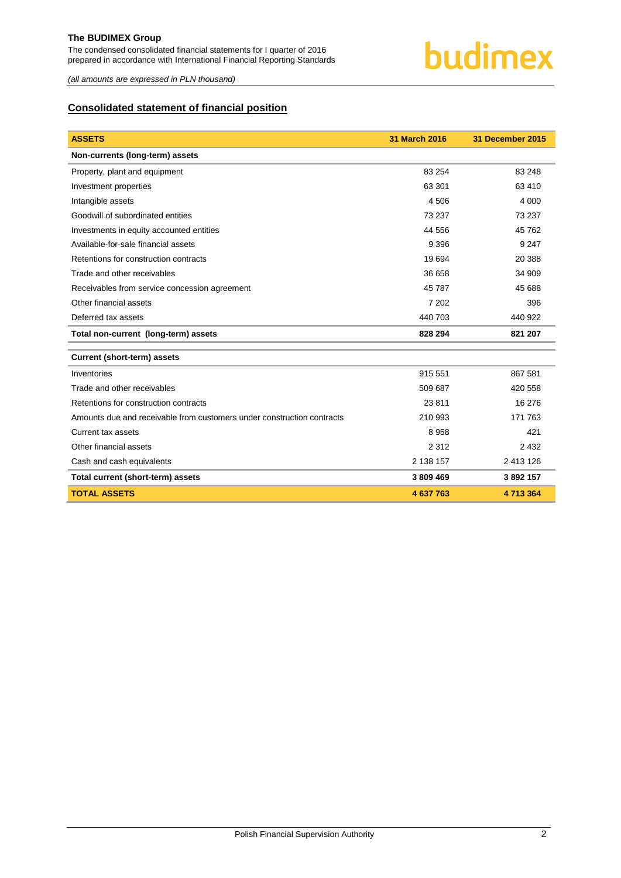## Consolidated statement of financial position

| ASSETS | 31 March 2016 | 31 December 2015 |
|---|---|---|
| **Non-currents (long-term) assets** | | |
| Property, plant and equipment | 83 254 | 83 248 |
| Investment properties | 63 301 | 63 410 |
| Intangible assets | 4 506 | 4 000 |
| Goodwill of subordinated entities | 73 237 | 73 237 |
| Investments in equity accounted entities | 44 556 | 45 762 |
| Available-for-sale financial assets | 9 396 | 9 247 |
| Retentions for construction contracts | 19 694 | 20 388 |
| Trade and other receivables | 36 658 | 34 909 |
| Receivables from service concession agreement | 45 787 | 45 688 |
| Other financial assets | 7 202 | 396 |
| Deferred tax assets | 440 703 | 440 922 |
| **Total non-current (long-term) assets** | **828 294** | **821 207** |
| **Current (short-term) assets** | | |
| Inventories | 915 551 | 867 581 |
| Trade and other receivables | 509 687 | 420 558 |
| Retentions for construction contracts | 23 811 | 16 276 |
| Amounts due and receivable from customers under construction contracts | 210 993 | 171 763 |
| Current tax assets | 8 958 | 421 |
| Other financial assets | 2 312 | 2 432 |
| Cash and cash equivalents | 2 138 157 | 2 413 126 |
| **Total current (short-term) assets** | **3 809 469** | **3 892 157** |
| **TOTAL ASSETS** | **4 637 763** | **4 713 364** |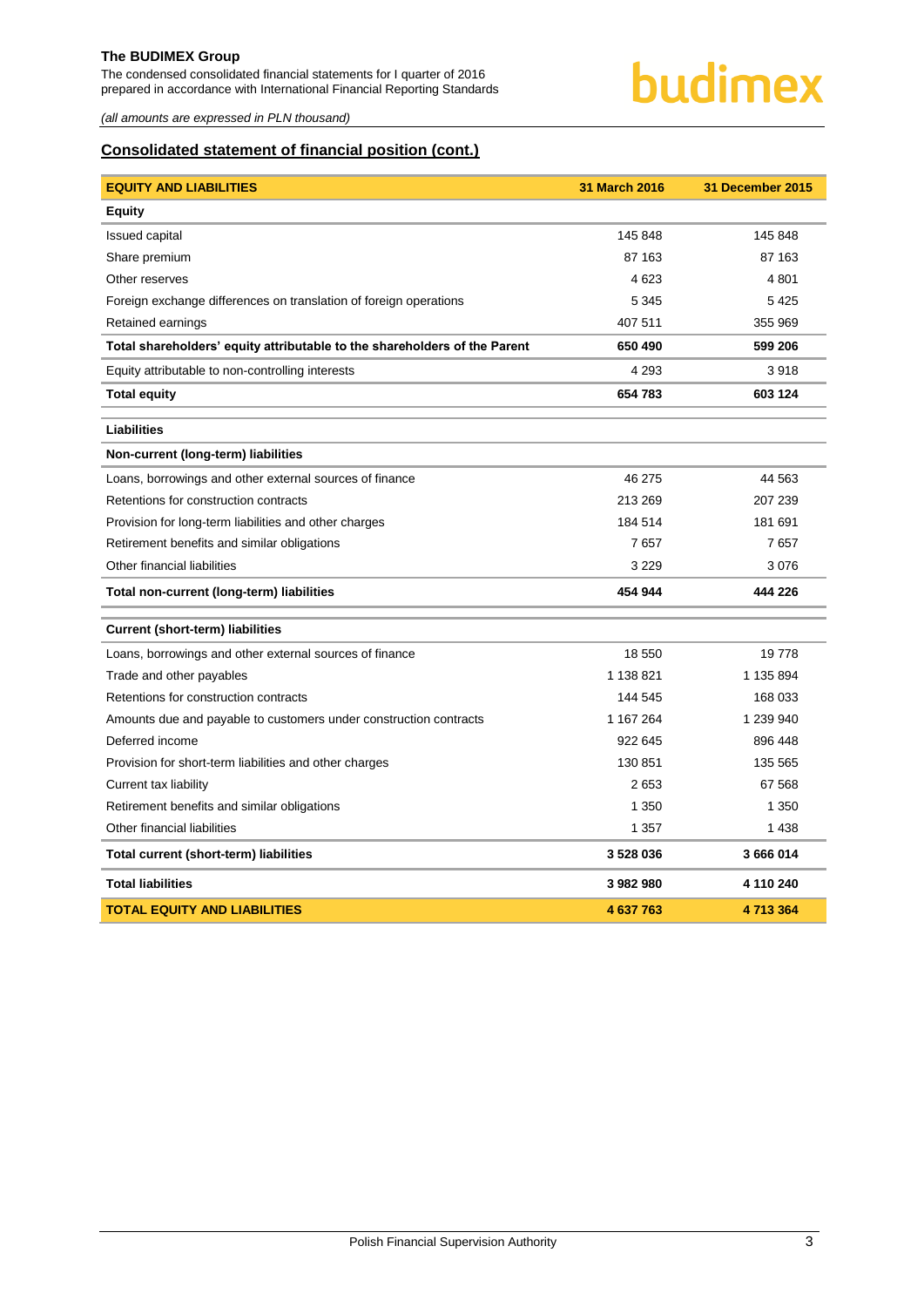## Consolidated statement of financial position (cont.)

| EQUITY AND LIABILITIES | 31 March 2016 | 31 December 2015 |
|---|---|---|
| **Equity** | | |
| Issued capital | 145 848 | 145 848 |
| Share premium | 87 163 | 87 163 |
| Other reserves | 4 623 | 4 801 |
| Foreign exchange differences on translation of foreign operations | 5 345 | 5 425 |
| Retained earnings | 407 511 | 355 969 |
| **Total shareholders' equity attributable to the shareholders of the Parent** | **650 490** | **599 206** |
| Equity attributable to non-controlling interests | 4 293 | 3 918 |
| **Total equity** | **654 783** | **603 124** |
| **Liabilities** | | |
| **Non-current (long-term) liabilities** | | |
| Loans, borrowings and other external sources of finance | 46 275 | 44 563 |
| Retentions for construction contracts | 213 269 | 207 239 |
| Provision for long-term liabilities and other charges | 184 514 | 181 691 |
| Retirement benefits and similar obligations | 7 657 | 7 657 |
| Other financial liabilities | 3 229 | 3 076 |
| **Total non-current (long-term) liabilities** | **454 944** | **444 226** |
| **Current (short-term) liabilities** | | |
| Loans, borrowings and other external sources of finance | 18 550 | 19 778 |
| Trade and other payables | 1 138 821 | 1 135 894 |
| Retentions for construction contracts | 144 545 | 168 033 |
| Amounts due and payable to customers under construction contracts | 1 167 264 | 1 239 940 |
| Deferred income | 922 645 | 896 448 |
| Provision for short-term liabilities and other charges | 130 851 | 135 565 |
| Current tax liability | 2 653 | 67 568 |
| Retirement benefits and similar obligations | 1 350 | 1 350 |
| Other financial liabilities | 1 357 | 1 438 |
| **Total current (short-term) liabilities** | **3 528 036** | **3 666 014** |
| **Total liabilities** | **3 982 980** | **4 110 240** |
| **TOTAL EQUITY AND LIABILITIES** | **4 637 763** | **4 713 364** |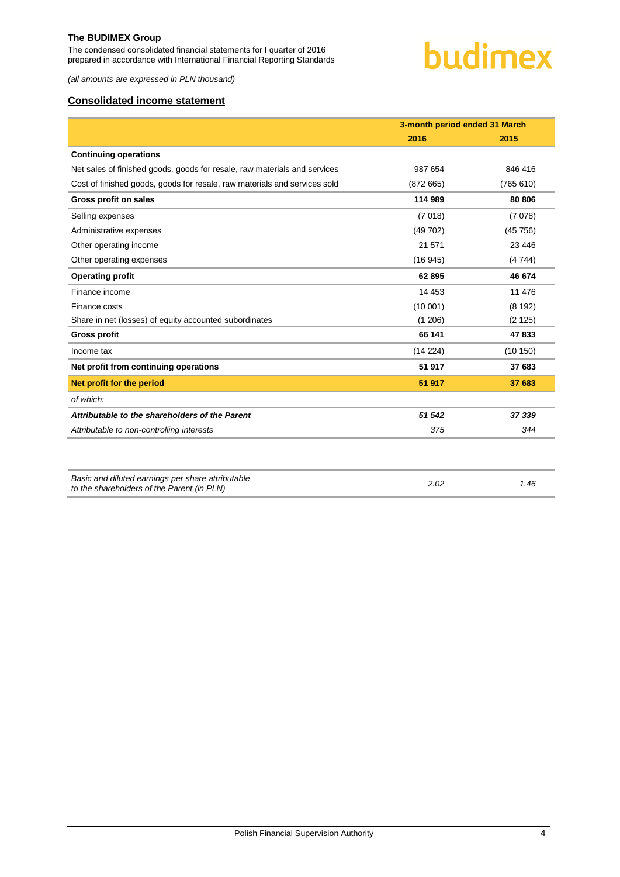*(all amounts are expressed in PLN thousand)*

## Consolidated income statement

| | 3-month period ended 31 March | |
|---|---|---|
| | **2016** | **2015** |
| **Continuing operations** | | |
| Net sales of finished goods, goods for resale, raw materials and services | 987 654 | 846 416 |
| Cost of finished goods, goods for resale, raw materials and services sold | (872 665) | (765 610) |
| **Gross profit on sales** | **114 989** | **80 806** |
| Selling expenses | (7 018) | (7 078) |
| Administrative expenses | (49 702) | (45 756) |
| Other operating income | 21 571 | 23 446 |
| Other operating expenses | (16 945) | (4 744) |
| **Operating profit** | **62 895** | **46 674** |
| Finance income | 14 453 | 11 476 |
| Finance costs | (10 001) | (8 192) |
| Share in net (losses) of equity accounted subordinates | (1 206) | (2 125) |
| **Gross profit** | **66 141** | **47 833** |
| Income tax | (14 224) | (10 150) |
| **Net profit from continuing operations** | **51 917** | **37 683** |
| **Net profit for the period** | **51 917** | **37 683** |
| *of which:* | | |
| ***Attributable to the shareholders of the Parent*** | ***51 542*** | ***37 339*** |
| *Attributable to non-controlling interests* | *375* | *344* |

| | | |
|---|---|---|
| *Basic and diluted earnings per share attributable to the shareholders of the Parent (in PLN)* | *2.02* | *1.46* |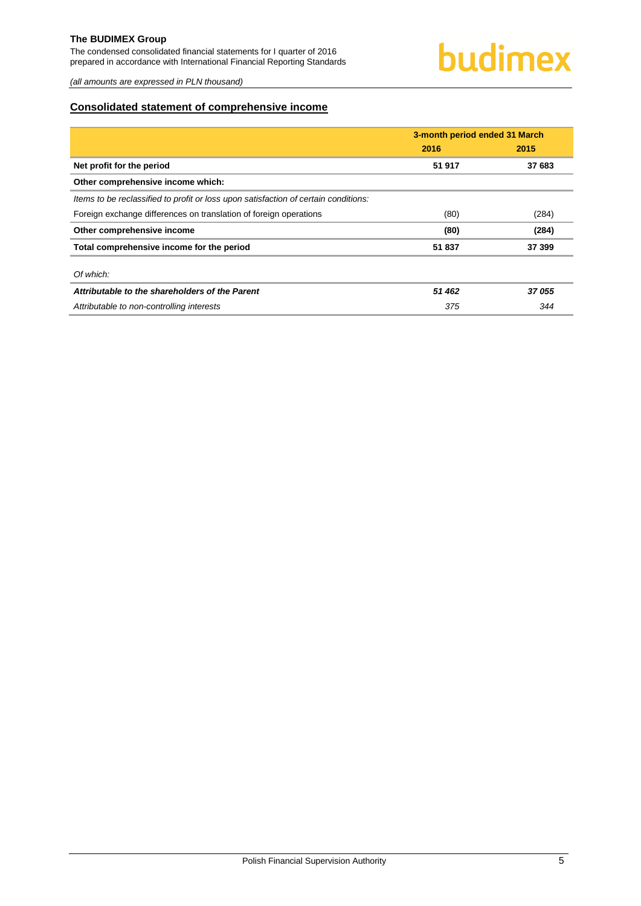## Consolidated statement of comprehensive income

| | 3-month period ended 31 March | |
|---|---|---|
| | **2016** | **2015** |
| **Net profit for the period** | **51 917** | **37 683** |
| **Other comprehensive income which:** | | |
| *Items to be reclassified to profit or loss upon satisfaction of certain conditions:* | | |
| Foreign exchange differences on translation of foreign operations | (80) | (284) |
| **Other comprehensive income** | **(80)** | **(284)** |
| **Total comprehensive income for the period** | **51 837** | **37 399** |
| *Of which:* | | |
| ***Attributable to the shareholders of the Parent*** | ***51 462*** | ***37 055*** |
| *Attributable to non-controlling interests* | *375* | *344* |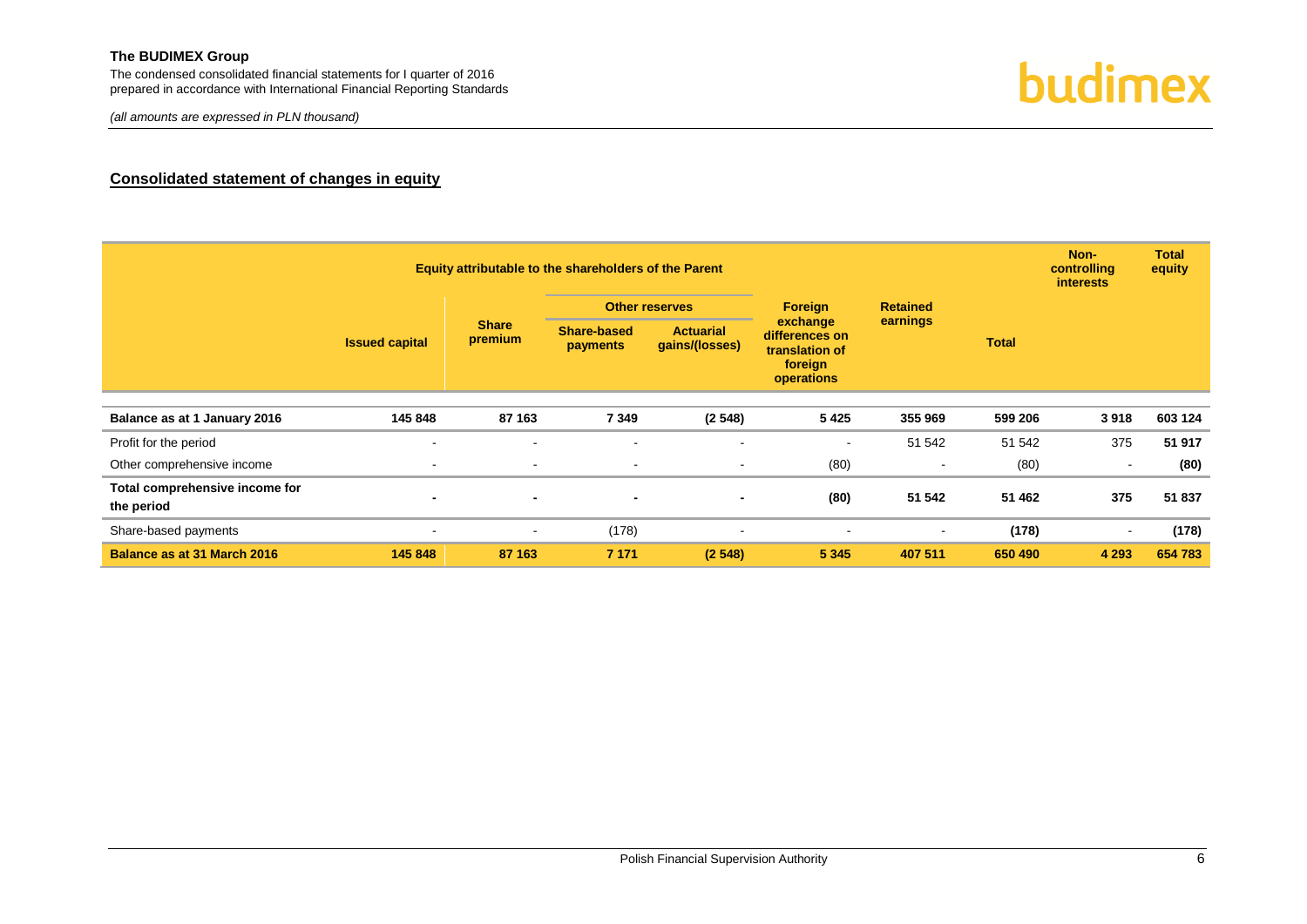## Consolidated statement of changes in equity

| | Equity attributable to the shareholders of the Parent | | | | | | | Non-controlling interests | Total equity |
|---|---|---|---|---|---|---|---|---|---|
| | Issued capital | Share premium | Other reserves | | Foreign exchange differences on translation of foreign operations | Retained earnings | Total | | |
| | | | Share-based payments | Actuarial gains/(losses) | | | | | |
| **Balance as at 1 January 2016** | **145 848** | **87 163** | **7 349** | **(2 548)** | **5 425** | **355 969** | **599 206** | **3 918** | **603 124** |
| Profit for the period | - | - | - | - | - | 51 542 | 51 542 | 375 | **51 917** |
| Other comprehensive income | - | - | - | - | (80) | - | (80) | - | **(80)** |
| **Total comprehensive income for the period** | **-** | **-** | **-** | **-** | **(80)** | **51 542** | **51 462** | **375** | **51 837** |
| Share-based payments | - | - | (178) | - | - | - | **(178)** | - | **(178)** |
| **Balance as at 31 March 2016** | **145 848** | **87 163** | **7 171** | **(2 548)** | **5 345** | **407 511** | **650 490** | **4 293** | **654 783** |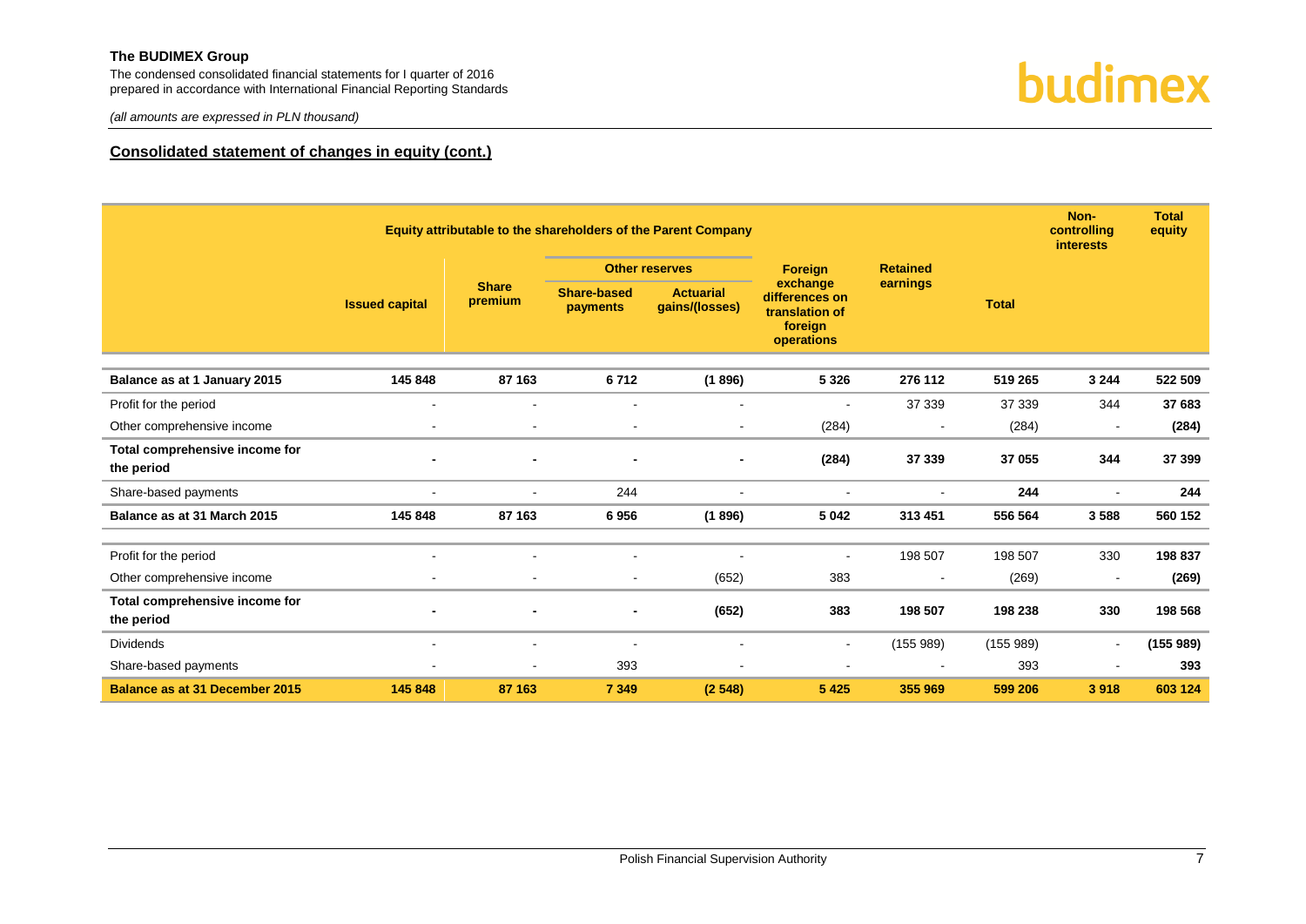## Consolidated statement of changes in equity (cont.)

| | Equity attributable to the shareholders of the Parent Company | | | | | | | Non-controlling interests | Total equity |
|---|---|---|---|---|---|---|---|---|---|
| | Issued capital | Share premium | Other reserves | | Foreign exchange differences on translation of foreign operations | Retained earnings | Total | | |
| | | | Share-based payments | Actuarial gains/(losses) | | | | | |
| **Balance as at 1 January 2015** | **145 848** | **87 163** | **6 712** | **(1 896)** | **5 326** | **276 112** | **519 265** | **3 244** | **522 509** |
| Profit for the period | - | - | - | - | - | 37 339 | 37 339 | 344 | **37 683** |
| Other comprehensive income | - | - | - | - | (284) | - | (284) | - | **(284)** |
| **Total comprehensive income for the period** | **-** | **-** | **-** | **-** | **(284)** | **37 339** | **37 055** | **344** | **37 399** |
| Share-based payments | - | - | 244 | - | - | - | **244** | - | **244** |
| **Balance as at 31 March 2015** | **145 848** | **87 163** | **6 956** | **(1 896)** | **5 042** | **313 451** | **556 564** | **3 588** | **560 152** |
| Profit for the period | - | - | - | - | - | 198 507 | 198 507 | 330 | **198 837** |
| Other comprehensive income | - | - | - | (652) | 383 | - | (269) | - | **(269)** |
| **Total comprehensive income for the period** | **-** | **-** | **-** | **(652)** | **383** | **198 507** | **198 238** | **330** | **198 568** |
| Dividends | - | - | - | - | - | (155 989) | (155 989) | - | **(155 989)** |
| Share-based payments | - | - | 393 | - | - | - | 393 | - | **393** |
| **Balance as at 31 December 2015** | **145 848** | **87 163** | **7 349** | **(2 548)** | **5 425** | **355 969** | **599 206** | **3 918** | **603 124** |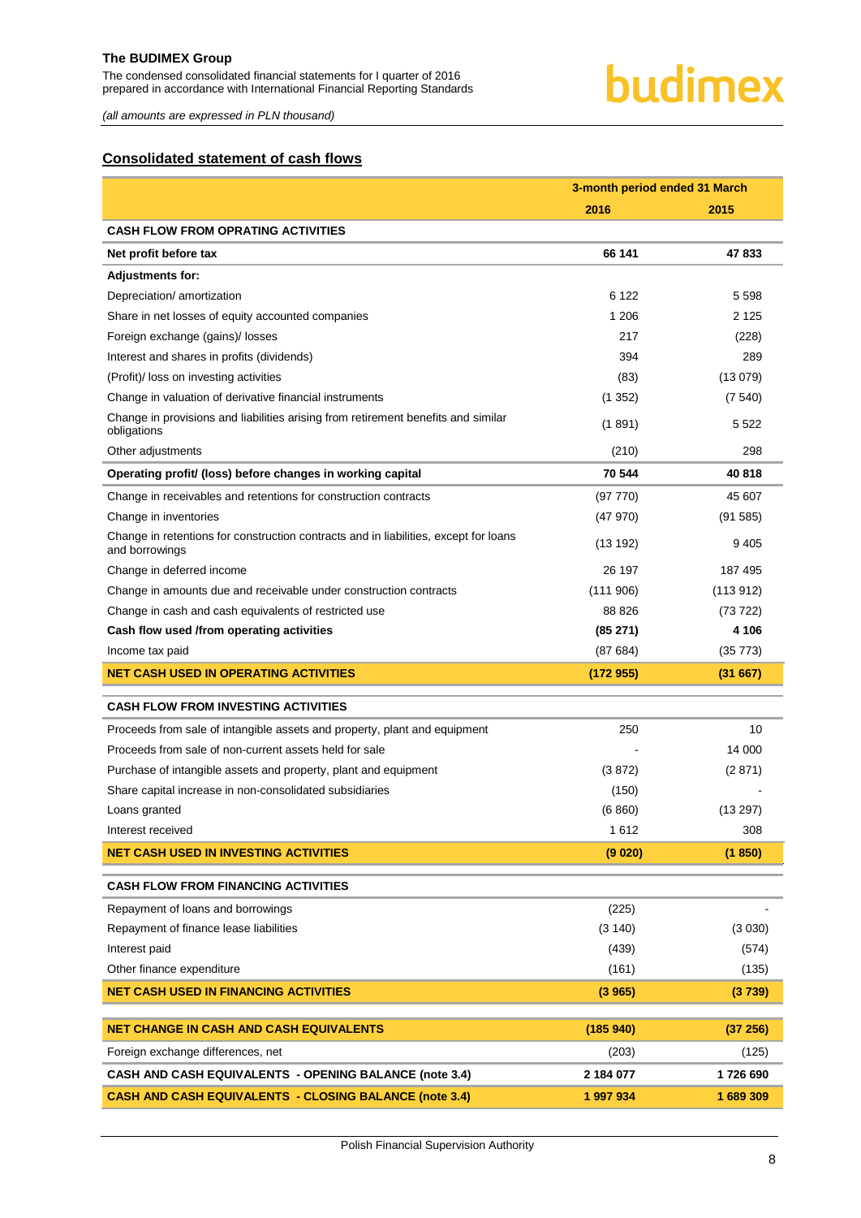## Consolidated statement of cash flows

| | 3-month period ended 31 March | |
|---|---|---|
| | **2016** | **2015** |
| **CASH FLOW FROM OPRATING ACTIVITIES** | | |
| **Net profit before tax** | **66 141** | **47 833** |
| **Adjustments for:** | | |
| Depreciation/ amortization | 6 122 | 5 598 |
| Share in net losses of equity accounted companies | 1 206 | 2 125 |
| Foreign exchange (gains)/ losses | 217 | (228) |
| Interest and shares in profits (dividends) | 394 | 289 |
| (Profit)/ loss on investing activities | (83) | (13 079) |
| Change in valuation of derivative financial instruments | (1 352) | (7 540) |
| Change in provisions and liabilities arising from retirement benefits and similar obligations | (1 891) | 5 522 |
| Other adjustments | (210) | 298 |
| **Operating profit/ (loss) before changes in working capital** | **70 544** | **40 818** |
| Change in receivables and retentions for construction contracts | (97 770) | 45 607 |
| Change in inventories | (47 970) | (91 585) |
| Change in retentions for construction contracts and in liabilities, except for loans and borrowings | (13 192) | 9 405 |
| Change in deferred income | 26 197 | 187 495 |
| Change in amounts due and receivable under construction contracts | (111 906) | (113 912) |
| Change in cash and cash equivalents of restricted use | 88 826 | (73 722) |
| **Cash flow used /from operating activities** | **(85 271)** | **4 106** |
| Income tax paid | (87 684) | (35 773) |
| **NET CASH USED IN OPERATING ACTIVITIES** | **(172 955)** | **(31 667)** |
| **CASH FLOW FROM INVESTING ACTIVITIES** | | |
| Proceeds from sale of intangible assets and property, plant and equipment | 250 | 10 |
| Proceeds from sale of non-current assets held for sale | - | 14 000 |
| Purchase of intangible assets and property, plant and equipment | (3 872) | (2 871) |
| Share capital increase in non-consolidated subsidiaries | (150) | - |
| Loans granted | (6 860) | (13 297) |
| Interest received | 1 612 | 308 |
| **NET CASH USED IN INVESTING ACTIVITIES** | **(9 020)** | **(1 850)** |
| **CASH FLOW FROM FINANCING ACTIVITIES** | | |
| Repayment of loans and borrowings | (225) | - |
| Repayment of finance lease liabilities | (3 140) | (3 030) |
| Interest paid | (439) | (574) |
| Other finance expenditure | (161) | (135) |
| **NET CASH USED IN FINANCING ACTIVITIES** | **(3 965)** | **(3 739)** |
| **NET CHANGE IN CASH AND CASH EQUIVALENTS** | **(185 940)** | **(37 256)** |
| Foreign exchange differences, net | (203) | (125) |
| **CASH AND CASH EQUIVALENTS - OPENING BALANCE (note 3.4)** | **2 184 077** | **1 726 690** |
| **CASH AND CASH EQUIVALENTS - CLOSING BALANCE (note 3.4)** | **1 997 934** | **1 689 309** |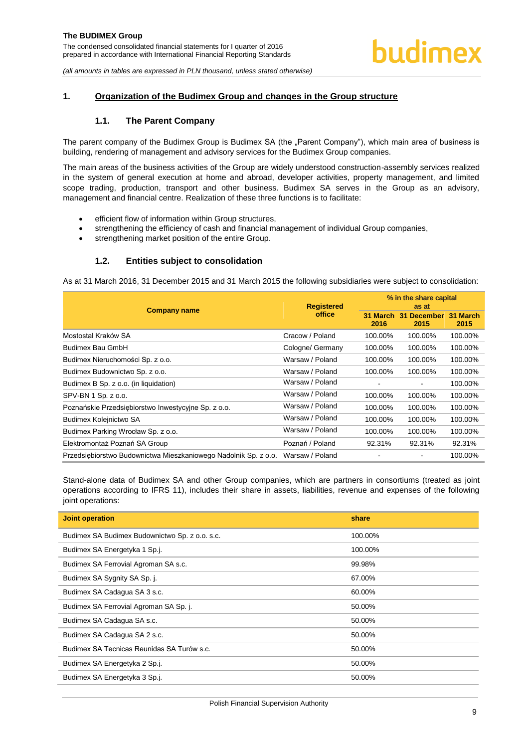## 1. Organization of the Budimex Group and changes in the Group structure

### 1.1. The Parent Company

The parent company of the Budimex Group is Budimex SA (the „Parent Company"), which main area of business is building, rendering of management and advisory services for the Budimex Group companies.

The main areas of the business activities of the Group are widely understood construction-assembly services realized in the system of general execution at home and abroad, developer activities, property management, and limited scope trading, production, transport and other business. Budimex SA serves in the Group as an advisory, management and financial centre. Realization of these three functions is to facilitate:

- efficient flow of information within Group structures,
- strengthening the efficiency of cash and financial management of individual Group companies,
- strengthening market position of the entire Group.

### 1.2. Entities subject to consolidation

As at 31 March 2016, 31 December 2015 and 31 March 2015 the following subsidiaries were subject to consolidation:

| Company name | Registered office | % in the share capital as at | | |
|---|---|---|---|---|
| | | 31 March 2016 | 31 December 2015 | 31 March 2015 |
| Mostostal Kraków SA | Cracow / Poland | 100.00% | 100.00% | 100.00% |
| Budimex Bau GmbH | Cologne/ Germany | 100.00% | 100.00% | 100.00% |
| Budimex Nieruchomości Sp. z o.o. | Warsaw / Poland | 100.00% | 100.00% | 100.00% |
| Budimex Budownictwo Sp. z o.o. | Warsaw / Poland | 100.00% | 100.00% | 100.00% |
| Budimex B Sp. z o.o. (in liquidation) | Warsaw / Poland | - | - | 100.00% |
| SPV-BN 1 Sp. z o.o. | Warsaw / Poland | 100.00% | 100.00% | 100.00% |
| Poznańskie Przedsiębiorstwo Inwestycyjne Sp. z o.o. | Warsaw / Poland | 100.00% | 100.00% | 100.00% |
| Budimex Kolejnictwo SA | Warsaw / Poland | 100.00% | 100.00% | 100.00% |
| Budimex Parking Wrocław Sp. z o.o. | Warsaw / Poland | 100.00% | 100.00% | 100.00% |
| Elektromontaż Poznań SA Group | Poznań / Poland | 92.31% | 92.31% | 92.31% |
| Przedsiębiorstwo Budownictwa Mieszkaniowego Nadolnik Sp. z o.o. | Warsaw / Poland | - | - | 100.00% |

Stand-alone data of Budimex SA and other Group companies, which are partners in consortiums (treated as joint operations according to IFRS 11), includes their share in assets, liabilities, revenue and expenses of the following joint operations:

| Joint operation | share |
|---|---|
| Budimex SA Budimex Budownictwo Sp. z o.o. s.c. | 100.00% |
| Budimex SA Energetyka 1 Sp.j. | 100.00% |
| Budimex SA Ferrovial Agroman SA s.c. | 99.98% |
| Budimex SA Sygnity SA Sp. j. | 67.00% |
| Budimex SA Cadagua SA 3 s.c. | 60.00% |
| Budimex SA Ferrovial Agroman SA Sp. j. | 50.00% |
| Budimex SA Cadagua SA s.c. | 50.00% |
| Budimex SA Cadagua SA 2 s.c. | 50.00% |
| Budimex SA Tecnicas Reunidas SA Turów s.c. | 50.00% |
| Budimex SA Energetyka 2 Sp.j. | 50.00% |
| Budimex SA Energetyka 3 Sp.j. | 50.00% |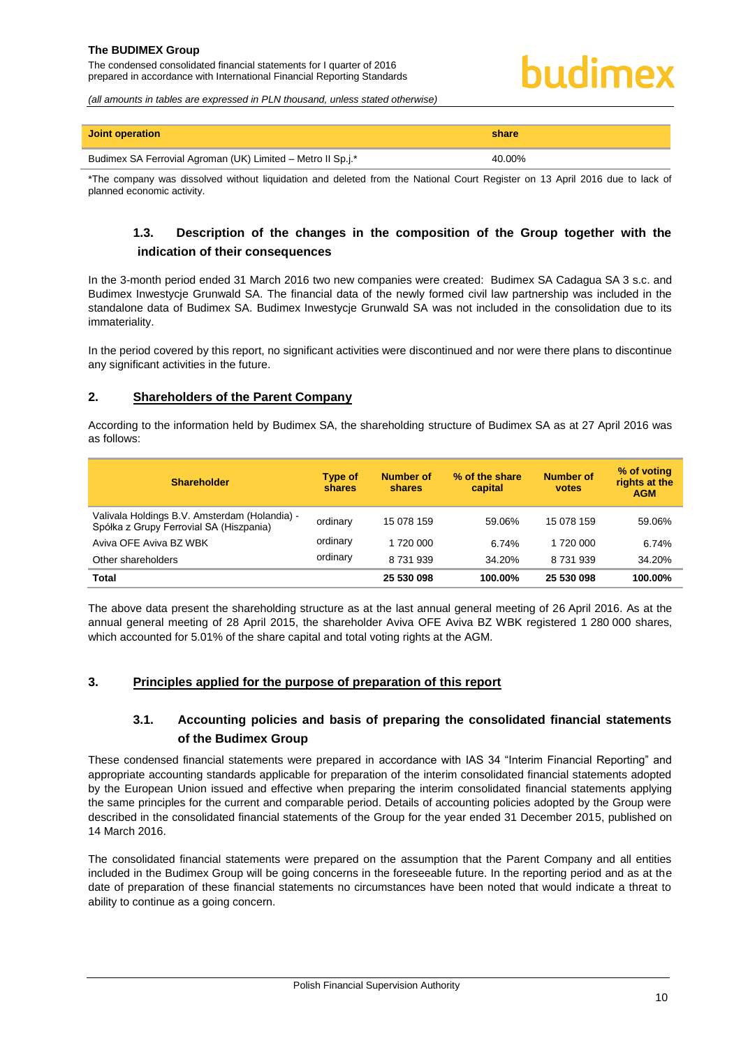| Joint operation | share |
|---|---|
| Budimex SA Ferrovial Agroman (UK) Limited – Metro II Sp.j.* | 40.00% |

*The company was dissolved without liquidation and deleted from the National Court Register on 13 April 2016 due to lack of planned economic activity.

### 1.3. Description of the changes in the composition of the Group together with the indication of their consequences

In the 3-month period ended 31 March 2016 two new companies were created: Budimex SA Cadagua SA 3 s.c. and Budimex Inwestycje Grunwald SA. The financial data of the newly formed civil law partnership was included in the standalone data of Budimex SA. Budimex Inwestycje Grunwald SA was not included in the consolidation due to its immateriality.

In the period covered by this report, no significant activities were discontinued and nor were there plans to discontinue any significant activities in the future.

## 2. Shareholders of the Parent Company

According to the information held by Budimex SA, the shareholding structure of Budimex SA as at 27 April 2016 was as follows:

| Shareholder | Type of shares | Number of shares | % of the share capital | Number of votes | % of voting rights at the AGM |
|---|---|---|---|---|---|
| Valivala Holdings B.V. Amsterdam (Holandia) - Spółka z Grupy Ferrovial SA (Hiszpania) | ordinary | 15 078 159 | 59.06% | 15 078 159 | 59.06% |
| Aviva OFE Aviva BZ WBK | ordinary | 1 720 000 | 6.74% | 1 720 000 | 6.74% |
| Other shareholders | ordinary | 8 731 939 | 34.20% | 8 731 939 | 34.20% |
| **Total** | | **25 530 098** | **100.00%** | **25 530 098** | **100.00%** |

The above data present the shareholding structure as at the last annual general meeting of 26 April 2016. As at the annual general meeting of 28 April 2015, the shareholder Aviva OFE Aviva BZ WBK registered 1 280 000 shares, which accounted for 5.01% of the share capital and total voting rights at the AGM.

## 3. Principles applied for the purpose of preparation of this report

### 3.1. Accounting policies and basis of preparing the consolidated financial statements of the Budimex Group

These condensed financial statements were prepared in accordance with IAS 34 "Interim Financial Reporting" and appropriate accounting standards applicable for preparation of the interim consolidated financial statements adopted by the European Union issued and effective when preparing the interim consolidated financial statements applying the same principles for the current and comparable period. Details of accounting policies adopted by the Group were described in the consolidated financial statements of the Group for the year ended 31 December 2015, published on 14 March 2016.

The consolidated financial statements were prepared on the assumption that the Parent Company and all entities included in the Budimex Group will be going concerns in the foreseeable future. In the reporting period and as at the date of preparation of these financial statements no circumstances have been noted that would indicate a threat to ability to continue as a going concern.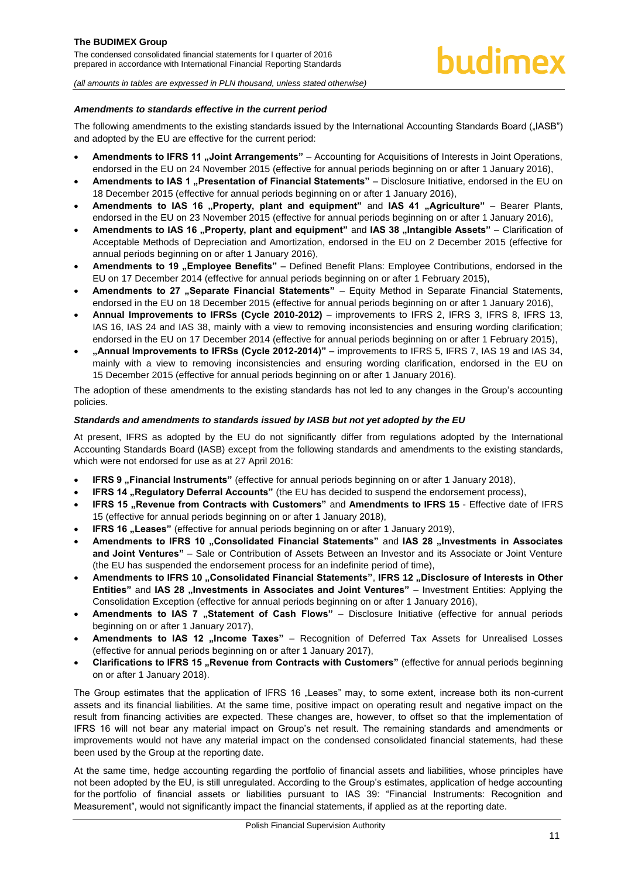### *Amendments to standards effective in the current period*

The following amendments to the existing standards issued by the International Accounting Standards Board („IASB") and adopted by the EU are effective for the current period:

- **Amendments to IFRS 11 „Joint Arrangements"** – Accounting for Acquisitions of Interests in Joint Operations, endorsed in the EU on 24 November 2015 (effective for annual periods beginning on or after 1 January 2016),
- **Amendments to IAS 1 „Presentation of Financial Statements"** – Disclosure Initiative, endorsed in the EU on 18 December 2015 (effective for annual periods beginning on or after 1 January 2016),
- **Amendments to IAS 16 „Property, plant and equipment"** and **IAS 41 „Agriculture"** – Bearer Plants, endorsed in the EU on 23 November 2015 (effective for annual periods beginning on or after 1 January 2016),
- **Amendments to IAS 16 „Property, plant and equipment"** and **IAS 38 „Intangible Assets"** – Clarification of Acceptable Methods of Depreciation and Amortization, endorsed in the EU on 2 December 2015 (effective for annual periods beginning on or after 1 January 2016),
- **Amendments to 19 „Employee Benefits"** – Defined Benefit Plans: Employee Contributions, endorsed in the EU on 17 December 2014 (effective for annual periods beginning on or after 1 February 2015),
- **Amendments to 27 „Separate Financial Statements"** – Equity Method in Separate Financial Statements, endorsed in the EU on 18 December 2015 (effective for annual periods beginning on or after 1 January 2016),
- **Annual Improvements to IFRSs (Cycle 2010-2012)** – improvements to IFRS 2, IFRS 3, IFRS 8, IFRS 13, IAS 16, IAS 24 and IAS 38, mainly with a view to removing inconsistencies and ensuring wording clarification; endorsed in the EU on 17 December 2014 (effective for annual periods beginning on or after 1 February 2015),
- **„Annual Improvements to IFRSs (Cycle 2012-2014)"** – improvements to IFRS 5, IFRS 7, IAS 19 and IAS 34, mainly with a view to removing inconsistencies and ensuring wording clarification, endorsed in the EU on 15 December 2015 (effective for annual periods beginning on or after 1 January 2016).

The adoption of these amendments to the existing standards has not led to any changes in the Group's accounting policies.

### *Standards and amendments to standards issued by IASB but not yet adopted by the EU*

At present, IFRS as adopted by the EU do not significantly differ from regulations adopted by the International Accounting Standards Board (IASB) except from the following standards and amendments to the existing standards, which were not endorsed for use as at 27 April 2016:

- **IFRS 9 „Financial Instruments"** (effective for annual periods beginning on or after 1 January 2018),
- **IFRS 14 „Regulatory Deferral Accounts"** (the EU has decided to suspend the endorsement process),
- **IFRS 15 „Revenue from Contracts with Customers"** and **Amendments to IFRS 15** - Effective date of IFRS 15 (effective for annual periods beginning on or after 1 January 2018),
- **IFRS 16 „Leases"** (effective for annual periods beginning on or after 1 January 2019),
- **Amendments to IFRS 10 „Consolidated Financial Statements"** and **IAS 28 „Investments in Associates and Joint Ventures"** – Sale or Contribution of Assets Between an Investor and its Associate or Joint Venture (the EU has suspended the endorsement process for an indefinite period of time),
- **Amendments to IFRS 10 „Consolidated Financial Statements"**, **IFRS 12 „Disclosure of Interests in Other Entities"** and **IAS 28 „Investments in Associates and Joint Ventures"** – Investment Entities: Applying the Consolidation Exception (effective for annual periods beginning on or after 1 January 2016),
- **Amendments to IAS 7 „Statement of Cash Flows"** – Disclosure Initiative (effective for annual periods beginning on or after 1 January 2017),
- **Amendments to IAS 12 „Income Taxes"** – Recognition of Deferred Tax Assets for Unrealised Losses (effective for annual periods beginning on or after 1 January 2017),
- **Clarifications to IFRS 15 „Revenue from Contracts with Customers"** (effective for annual periods beginning on or after 1 January 2018).

The Group estimates that the application of IFRS 16 „Leases" may, to some extent, increase both its non-current assets and its financial liabilities. At the same time, positive impact on operating result and negative impact on the result from financing activities are expected. These changes are, however, to offset so that the implementation of IFRS 16 will not bear any material impact on Group's net result. The remaining standards and amendments or improvements would not have any material impact on the condensed consolidated financial statements, had these been used by the Group at the reporting date.

At the same time, hedge accounting regarding the portfolio of financial assets and liabilities, whose principles have not been adopted by the EU, is still unregulated. According to the Group's estimates, application of hedge accounting for the portfolio of financial assets or liabilities pursuant to IAS 39: "Financial Instruments: Recognition and Measurement", would not significantly impact the financial statements, if applied as at the reporting date.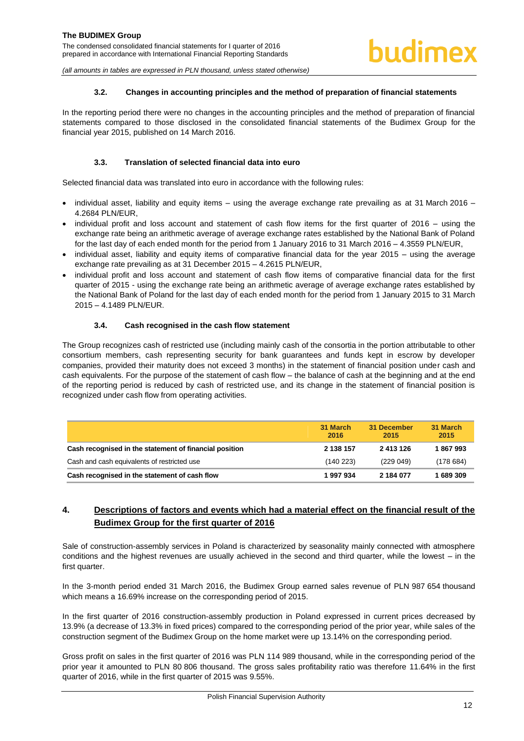### 3.2. Changes in accounting principles and the method of preparation of financial statements

In the reporting period there were no changes in the accounting principles and the method of preparation of financial statements compared to those disclosed in the consolidated financial statements of the Budimex Group for the financial year 2015, published on 14 March 2016.

### 3.3. Translation of selected financial data into euro

Selected financial data was translated into euro in accordance with the following rules:

- individual asset, liability and equity items – using the average exchange rate prevailing as at 31 March 2016 – 4.2684 PLN/EUR,
- individual profit and loss account and statement of cash flow items for the first quarter of 2016 – using the exchange rate being an arithmetic average of average exchange rates established by the National Bank of Poland for the last day of each ended month for the period from 1 January 2016 to 31 March 2016 – 4.3559 PLN/EUR,
- individual asset, liability and equity items of comparative financial data for the year 2015 – using the average exchange rate prevailing as at 31 December 2015 – 4.2615 PLN/EUR,
- individual profit and loss account and statement of cash flow items of comparative financial data for the first quarter of 2015 - using the exchange rate being an arithmetic average of average exchange rates established by the National Bank of Poland for the last day of each ended month for the period from 1 January 2015 to 31 March 2015 – 4.1489 PLN/EUR.

### 3.4. Cash recognised in the cash flow statement

The Group recognizes cash of restricted use (including mainly cash of the consortia in the portion attributable to other consortium members, cash representing security for bank guarantees and funds kept in escrow by developer companies, provided their maturity does not exceed 3 months) in the statement of financial position under cash and cash equivalents. For the purpose of the statement of cash flow – the balance of cash at the beginning and at the end of the reporting period is reduced by cash of restricted use, and its change in the statement of financial position is recognized under cash flow from operating activities.

| | 31 March 2016 | 31 December 2015 | 31 March 2015 |
|---|---|---|---|
| **Cash recognised in the statement of financial position** | **2 138 157** | **2 413 126** | **1 867 993** |
| Cash and cash equivalents of restricted use | (140 223) | (229 049) | (178 684) |
| **Cash recognised in the statement of cash flow** | **1 997 934** | **2 184 077** | **1 689 309** |

## 4. Descriptions of factors and events which had a material effect on the financial result of the Budimex Group for the first quarter of 2016

Sale of construction-assembly services in Poland is characterized by seasonality mainly connected with atmosphere conditions and the highest revenues are usually achieved in the second and third quarter, while the lowest – in the first quarter.

In the 3-month period ended 31 March 2016, the Budimex Group earned sales revenue of PLN 987 654 thousand which means a 16.69% increase on the corresponding period of 2015.

In the first quarter of 2016 construction-assembly production in Poland expressed in current prices decreased by 13.9% (a decrease of 13.3% in fixed prices) compared to the corresponding period of the prior year, while sales of the construction segment of the Budimex Group on the home market were up 13.14% on the corresponding period.

Gross profit on sales in the first quarter of 2016 was PLN 114 989 thousand, while in the corresponding period of the prior year it amounted to PLN 80 806 thousand. The gross sales profitability ratio was therefore 11.64% in the first quarter of 2016, while in the first quarter of 2015 was 9.55%.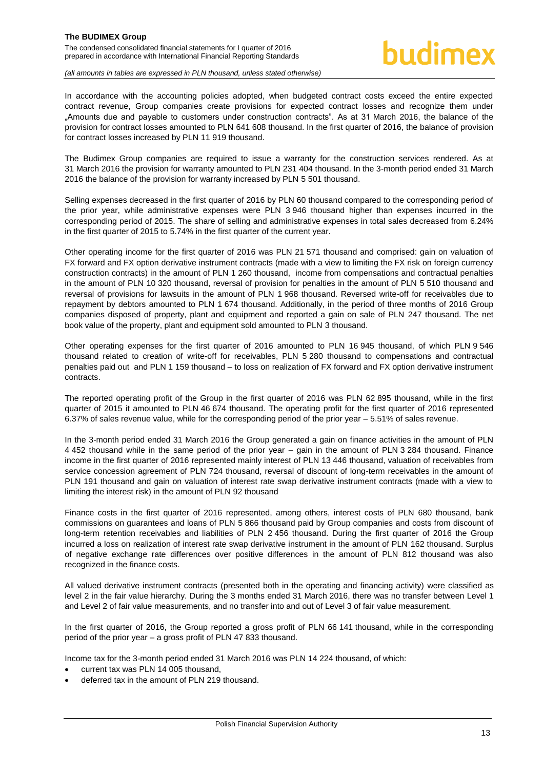In accordance with the accounting policies adopted, when budgeted contract costs exceed the entire expected contract revenue, Group companies create provisions for expected contract losses and recognize them under „Amounts due and payable to customers under construction contracts". As at 31 March 2016, the balance of the provision for contract losses amounted to PLN 641 608 thousand. In the first quarter of 2016, the balance of provision for contract losses increased by PLN 11 919 thousand.

The Budimex Group companies are required to issue a warranty for the construction services rendered. As at 31 March 2016 the provision for warranty amounted to PLN 231 404 thousand. In the 3-month period ended 31 March 2016 the balance of the provision for warranty increased by PLN 5 501 thousand.

Selling expenses decreased in the first quarter of 2016 by PLN 60 thousand compared to the corresponding period of the prior year, while administrative expenses were PLN 3 946 thousand higher than expenses incurred in the corresponding period of 2015. The share of selling and administrative expenses in total sales decreased from 6.24% in the first quarter of 2015 to 5.74% in the first quarter of the current year.

Other operating income for the first quarter of 2016 was PLN 21 571 thousand and comprised: gain on valuation of FX forward and FX option derivative instrument contracts (made with a view to limiting the FX risk on foreign currency construction contracts) in the amount of PLN 1 260 thousand, income from compensations and contractual penalties in the amount of PLN 10 320 thousand, reversal of provision for penalties in the amount of PLN 5 510 thousand and reversal of provisions for lawsuits in the amount of PLN 1 968 thousand. Reversed write-off for receivables due to repayment by debtors amounted to PLN 1 674 thousand. Additionally, in the period of three months of 2016 Group companies disposed of property, plant and equipment and reported a gain on sale of PLN 247 thousand. The net book value of the property, plant and equipment sold amounted to PLN 3 thousand.

Other operating expenses for the first quarter of 2016 amounted to PLN 16 945 thousand, of which PLN 9 546 thousand related to creation of write-off for receivables, PLN 5 280 thousand to compensations and contractual penalties paid out and PLN 1 159 thousand – to loss on realization of FX forward and FX option derivative instrument contracts.

The reported operating profit of the Group in the first quarter of 2016 was PLN 62 895 thousand, while in the first quarter of 2015 it amounted to PLN 46 674 thousand. The operating profit for the first quarter of 2016 represented 6.37% of sales revenue value, while for the corresponding period of the prior year – 5.51% of sales revenue.

In the 3-month period ended 31 March 2016 the Group generated a gain on finance activities in the amount of PLN 4 452 thousand while in the same period of the prior year – gain in the amount of PLN 3 284 thousand. Finance income in the first quarter of 2016 represented mainly interest of PLN 13 446 thousand, valuation of receivables from service concession agreement of PLN 724 thousand, reversal of discount of long-term receivables in the amount of PLN 191 thousand and gain on valuation of interest rate swap derivative instrument contracts (made with a view to limiting the interest risk) in the amount of PLN 92 thousand

Finance costs in the first quarter of 2016 represented, among others, interest costs of PLN 680 thousand, bank commissions on guarantees and loans of PLN 5 866 thousand paid by Group companies and costs from discount of long-term retention receivables and liabilities of PLN 2 456 thousand. During the first quarter of 2016 the Group incurred a loss on realization of interest rate swap derivative instrument in the amount of PLN 162 thousand. Surplus of negative exchange rate differences over positive differences in the amount of PLN 812 thousand was also recognized in the finance costs.

All valued derivative instrument contracts (presented both in the operating and financing activity) were classified as level 2 in the fair value hierarchy. During the 3 months ended 31 March 2016, there was no transfer between Level 1 and Level 2 of fair value measurements, and no transfer into and out of Level 3 of fair value measurement.

In the first quarter of 2016, the Group reported a gross profit of PLN 66 141 thousand, while in the corresponding period of the prior year – a gross profit of PLN 47 833 thousand.

Income tax for the 3-month period ended 31 March 2016 was PLN 14 224 thousand, of which:

- current tax was PLN 14 005 thousand,
- deferred tax in the amount of PLN 219 thousand.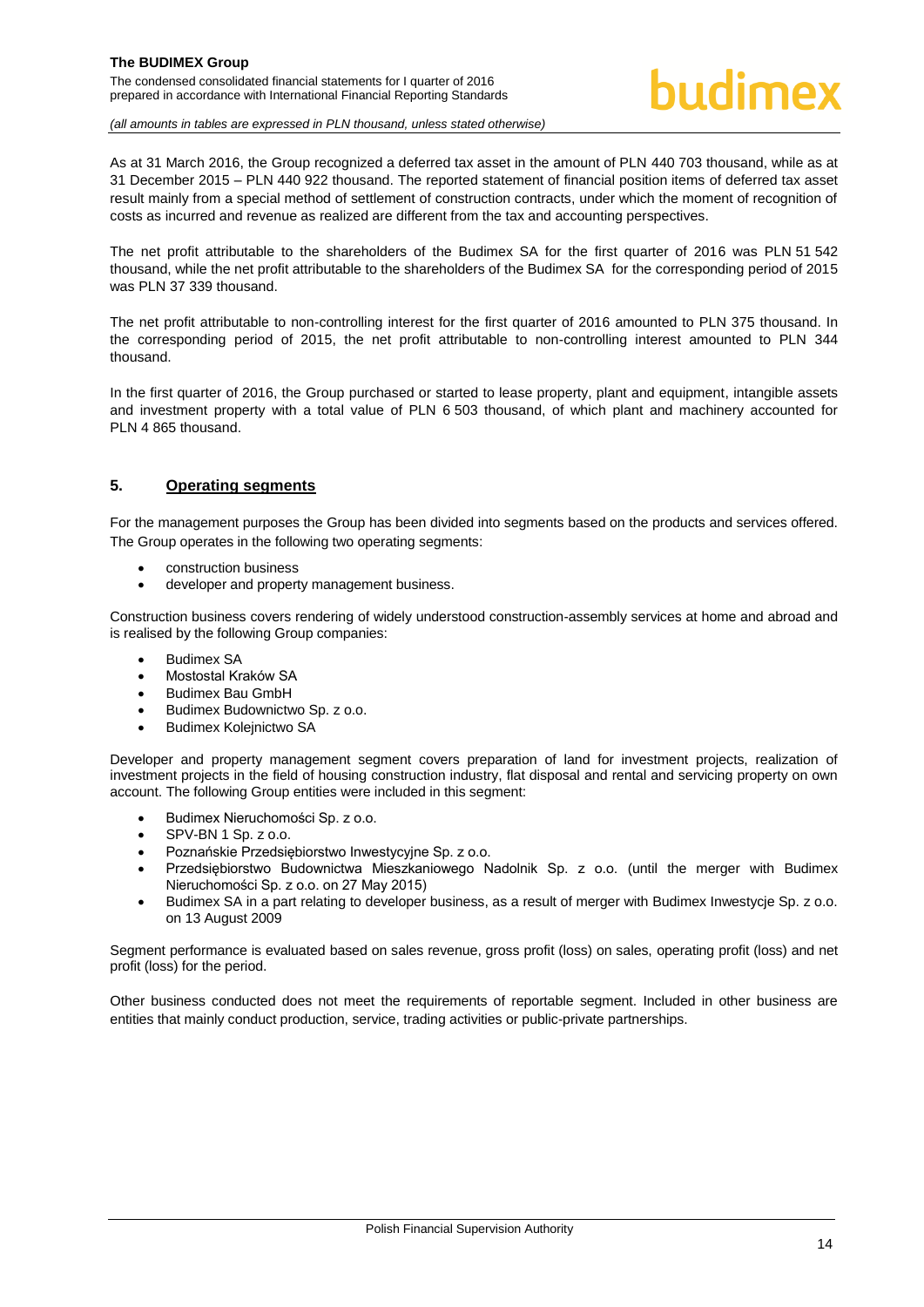As at 31 March 2016, the Group recognized a deferred tax asset in the amount of PLN 440 703 thousand, while as at 31 December 2015 – PLN 440 922 thousand. The reported statement of financial position items of deferred tax asset result mainly from a special method of settlement of construction contracts, under which the moment of recognition of costs as incurred and revenue as realized are different from the tax and accounting perspectives.

The net profit attributable to the shareholders of the Budimex SA for the first quarter of 2016 was PLN 51 542 thousand, while the net profit attributable to the shareholders of the Budimex SA for the corresponding period of 2015 was PLN 37 339 thousand.

The net profit attributable to non-controlling interest for the first quarter of 2016 amounted to PLN 375 thousand. In the corresponding period of 2015, the net profit attributable to non-controlling interest amounted to PLN 344 thousand.

In the first quarter of 2016, the Group purchased or started to lease property, plant and equipment, intangible assets and investment property with a total value of PLN 6 503 thousand, of which plant and machinery accounted for PLN 4 865 thousand.

## 5. Operating segments

For the management purposes the Group has been divided into segments based on the products and services offered. The Group operates in the following two operating segments:

- construction business
- developer and property management business.

Construction business covers rendering of widely understood construction-assembly services at home and abroad and is realised by the following Group companies:

- Budimex SA
- Mostostal Kraków SA
- Budimex Bau GmbH
- Budimex Budownictwo Sp. z o.o.
- Budimex Kolejnictwo SA

Developer and property management segment covers preparation of land for investment projects, realization of investment projects in the field of housing construction industry, flat disposal and rental and servicing property on own account. The following Group entities were included in this segment:

- Budimex Nieruchomości Sp. z o.o.
- SPV-BN 1 Sp. z o.o.
- Poznańskie Przedsiębiorstwo Inwestycyjne Sp. z o.o.
- Przedsiębiorstwo Budownictwa Mieszkaniowego Nadolnik Sp. z o.o. (until the merger with Budimex Nieruchomości Sp. z o.o. on 27 May 2015)
- Budimex SA in a part relating to developer business, as a result of merger with Budimex Inwestycje Sp. z o.o. on 13 August 2009

Segment performance is evaluated based on sales revenue, gross profit (loss) on sales, operating profit (loss) and net profit (loss) for the period.

Other business conducted does not meet the requirements of reportable segment. Included in other business are entities that mainly conduct production, service, trading activities or public-private partnerships.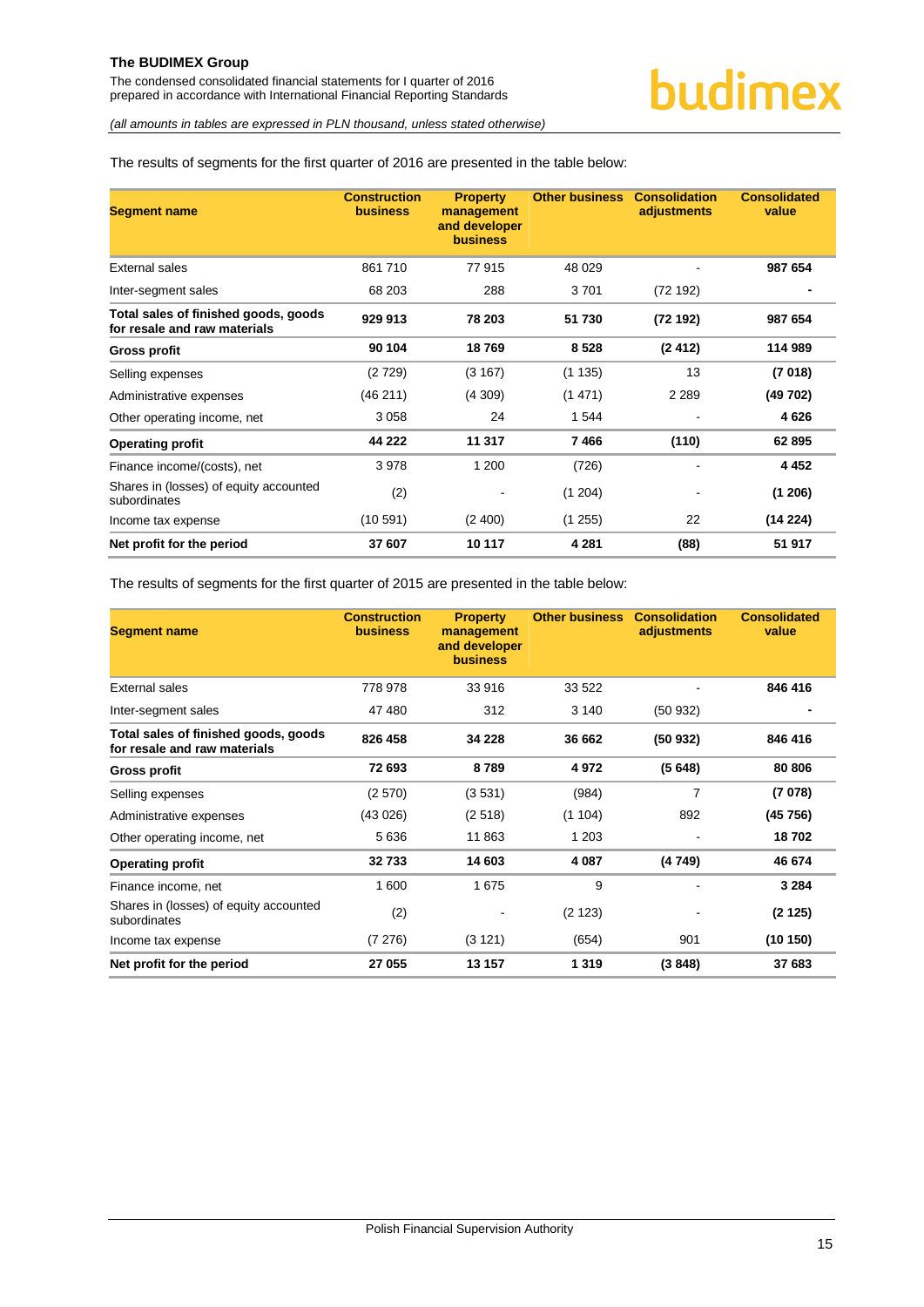*(all amounts in tables are expressed in PLN thousand, unless stated otherwise)*

The results of segments for the first quarter of 2016 are presented in the table below:

| Segment name | Construction business | Property management and developer business | Other business | Consolidation adjustments | Consolidated value |
|---|---|---|---|---|---|
| External sales | 861 710 | 77 915 | 48 029 | - | **987 654** |
| Inter-segment sales | 68 203 | 288 | 3 701 | (72 192) | **-** |
| **Total sales of finished goods, goods for resale and raw materials** | **929 913** | **78 203** | **51 730** | **(72 192)** | **987 654** |
| **Gross profit** | **90 104** | **18 769** | **8 528** | **(2 412)** | **114 989** |
| Selling expenses | (2 729) | (3 167) | (1 135) | 13 | **(7 018)** |
| Administrative expenses | (46 211) | (4 309) | (1 471) | 2 289 | **(49 702)** |
| Other operating income, net | 3 058 | 24 | 1 544 | - | **4 626** |
| **Operating profit** | **44 222** | **11 317** | **7 466** | **(110)** | **62 895** |
| Finance income/(costs), net | 3 978 | 1 200 | (726) | - | **4 452** |
| Shares in (losses) of equity accounted subordinates | (2) | - | (1 204) | - | **(1 206)** |
| Income tax expense | (10 591) | (2 400) | (1 255) | 22 | **(14 224)** |
| **Net profit for the period** | **37 607** | **10 117** | **4 281** | **(88)** | **51 917** |

The results of segments for the first quarter of 2015 are presented in the table below:

| Segment name | Construction business | Property management and developer business | Other business | Consolidation adjustments | Consolidated value |
|---|---|---|---|---|---|
| External sales | 778 978 | 33 916 | 33 522 | - | **846 416** |
| Inter-segment sales | 47 480 | 312 | 3 140 | (50 932) | **-** |
| **Total sales of finished goods, goods for resale and raw materials** | **826 458** | **34 228** | **36 662** | **(50 932)** | **846 416** |
| **Gross profit** | **72 693** | **8 789** | **4 972** | **(5 648)** | **80 806** |
| Selling expenses | (2 570) | (3 531) | (984) | 7 | **(7 078)** |
| Administrative expenses | (43 026) | (2 518) | (1 104) | 892 | **(45 756)** |
| Other operating income, net | 5 636 | 11 863 | 1 203 | - | **18 702** |
| **Operating profit** | **32 733** | **14 603** | **4 087** | **(4 749)** | **46 674** |
| Finance income, net | 1 600 | 1 675 | 9 | - | **3 284** |
| Shares in (losses) of equity accounted subordinates | (2) | - | (2 123) | - | **(2 125)** |
| Income tax expense | (7 276) | (3 121) | (654) | 901 | **(10 150)** |
| **Net profit for the period** | **27 055** | **13 157** | **1 319** | **(3 848)** | **37 683** |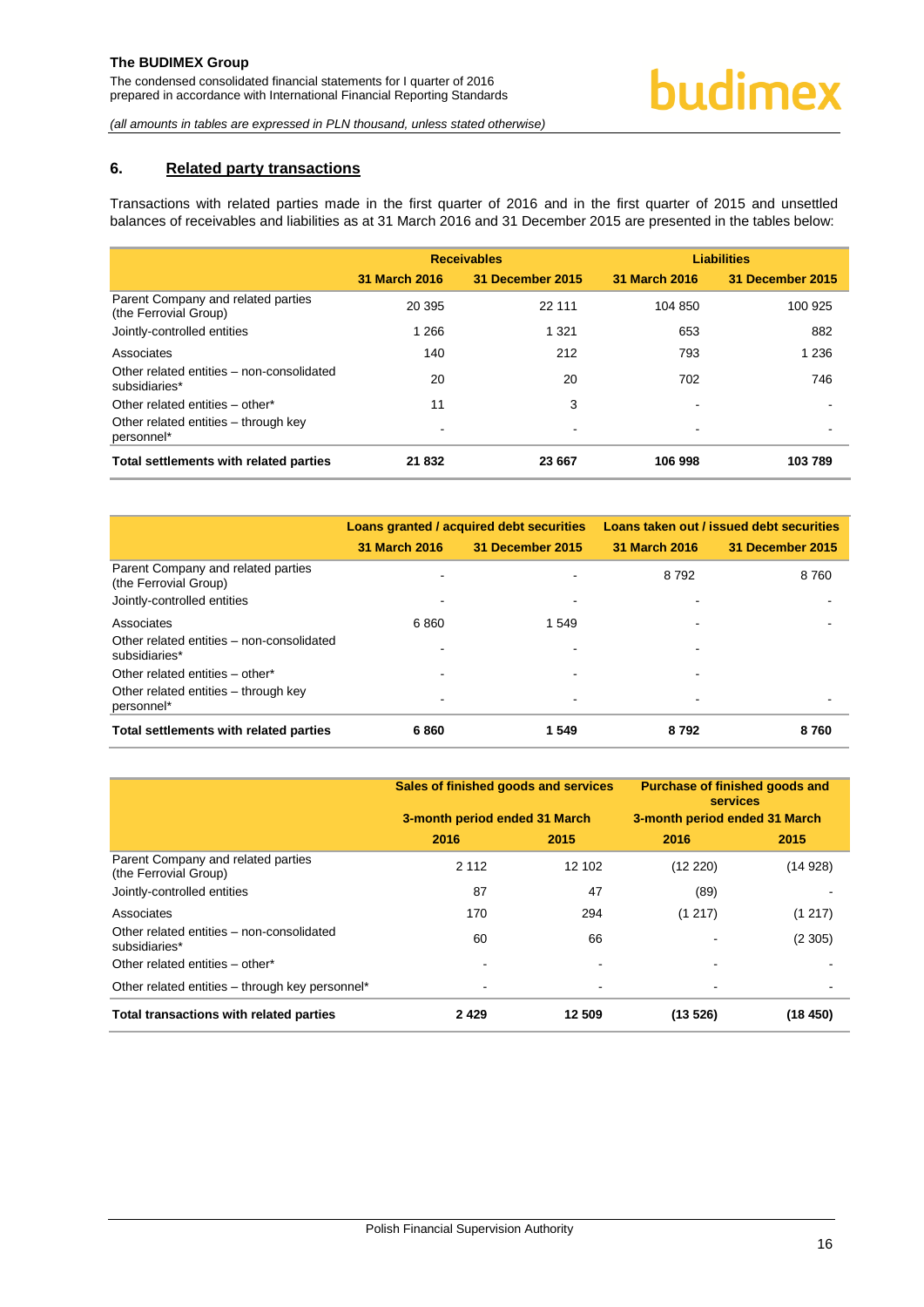## 6. Related party transactions

Transactions with related parties made in the first quarter of 2016 and in the first quarter of 2015 and unsettled balances of receivables and liabilities as at 31 March 2016 and 31 December 2015 are presented in the tables below:

| | Receivables | | Liabilities | |
|---|---|---|---|---|
| | 31 March 2016 | 31 December 2015 | 31 March 2016 | 31 December 2015 |
| Parent Company and related parties (the Ferrovial Group) | 20 395 | 22 111 | 104 850 | 100 925 |
| Jointly-controlled entities | 1 266 | 1 321 | 653 | 882 |
| Associates | 140 | 212 | 793 | 1 236 |
| Other related entities – non-consolidated subsidiaries* | 20 | 20 | 702 | 746 |
| Other related entities – other* | 11 | 3 | - | - |
| Other related entities – through key personnel* | - | - | - | - |
| **Total settlements with related parties** | **21 832** | **23 667** | **106 998** | **103 789** |

| | Loans granted / acquired debt securities | | Loans taken out / issued debt securities | |
|---|---|---|---|---|
| | 31 March 2016 | 31 December 2015 | 31 March 2016 | 31 December 2015 |
| Parent Company and related parties (the Ferrovial Group) | - | - | 8 792 | 8 760 |
| Jointly-controlled entities | - | - | - | - |
| Associates | 6 860 | 1 549 | - | - |
| Other related entities – non-consolidated subsidiaries* | - | - | - | |
| Other related entities – other* | - | - | - | |
| Other related entities – through key personnel* | - | - | - | - |
| **Total settlements with related parties** | **6 860** | **1 549** | **8 792** | **8 760** |

| | Sales of finished goods and services | | Purchase of finished goods and services | |
|---|---|---|---|---|
| | 3-month period ended 31 March | | 3-month period ended 31 March | |
| | 2016 | 2015 | 2016 | 2015 |
| Parent Company and related parties (the Ferrovial Group) | 2 112 | 12 102 | (12 220) | (14 928) |
| Jointly-controlled entities | 87 | 47 | (89) | - |
| Associates | 170 | 294 | (1 217) | (1 217) |
| Other related entities – non-consolidated subsidiaries* | 60 | 66 | - | (2 305) |
| Other related entities – other* | - | - | - | - |
| Other related entities – through key personnel* | - | - | - | - |
| **Total transactions with related parties** | **2 429** | **12 509** | **(13 526)** | **(18 450)** |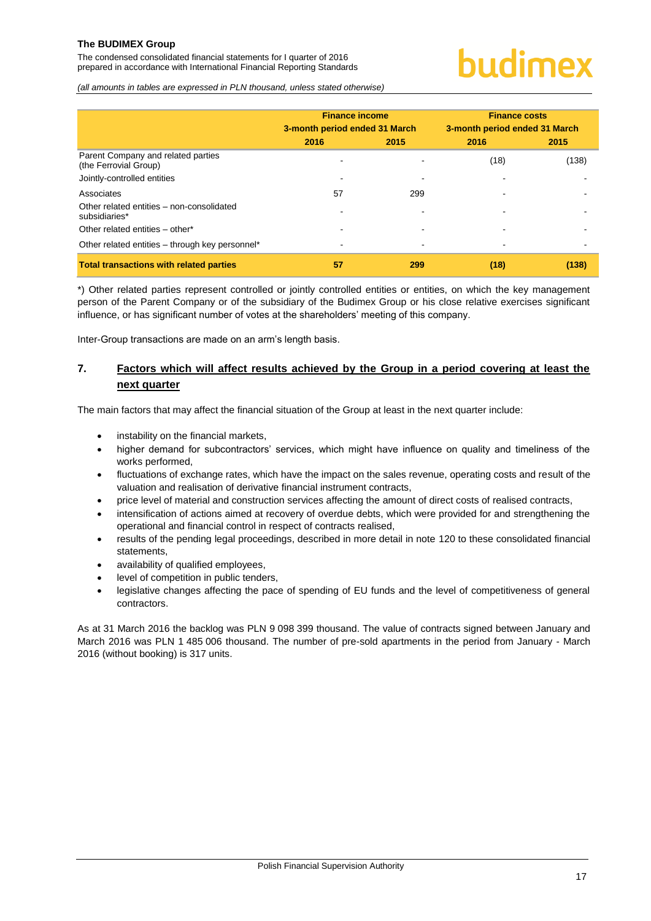| | Finance income | | Finance costs | |
|---|---|---|---|---|
| | 3-month period ended 31 March | | 3-month period ended 31 March | |
| | 2016 | 2015 | 2016 | 2015 |
| Parent Company and related parties (the Ferrovial Group) | - | - | (18) | (138) |
| Jointly-controlled entities | - | - | - | - |
| Associates | 57 | 299 | - | - |
| Other related entities – non-consolidated subsidiaries* | - | - | - | - |
| Other related entities – other* | - | - | - | - |
| Other related entities – through key personnel* | - | - | - | - |
| **Total transactions with related parties** | **57** | **299** | **(18)** | **(138)** |

*) Other related parties represent controlled or jointly controlled entities or entities, on which the key management person of the Parent Company or of the subsidiary of the Budimex Group or his close relative exercises significant influence, or has significant number of votes at the shareholders' meeting of this company.

Inter-Group transactions are made on an arm's length basis.

## 7. Factors which will affect results achieved by the Group in a period covering at least the next quarter

The main factors that may affect the financial situation of the Group at least in the next quarter include:

- instability on the financial markets,
- higher demand for subcontractors' services, which might have influence on quality and timeliness of the works performed,
- fluctuations of exchange rates, which have the impact on the sales revenue, operating costs and result of the valuation and realisation of derivative financial instrument contracts,
- price level of material and construction services affecting the amount of direct costs of realised contracts,
- intensification of actions aimed at recovery of overdue debts, which were provided for and strengthening the operational and financial control in respect of contracts realised,
- results of the pending legal proceedings, described in more detail in note 120 to these consolidated financial statements,
- availability of qualified employees,
- level of competition in public tenders,
- legislative changes affecting the pace of spending of EU funds and the level of competitiveness of general contractors.

As at 31 March 2016 the backlog was PLN 9 098 399 thousand. The value of contracts signed between January and March 2016 was PLN 1 485 006 thousand. The number of pre-sold apartments in the period from January - March 2016 (without booking) is 317 units.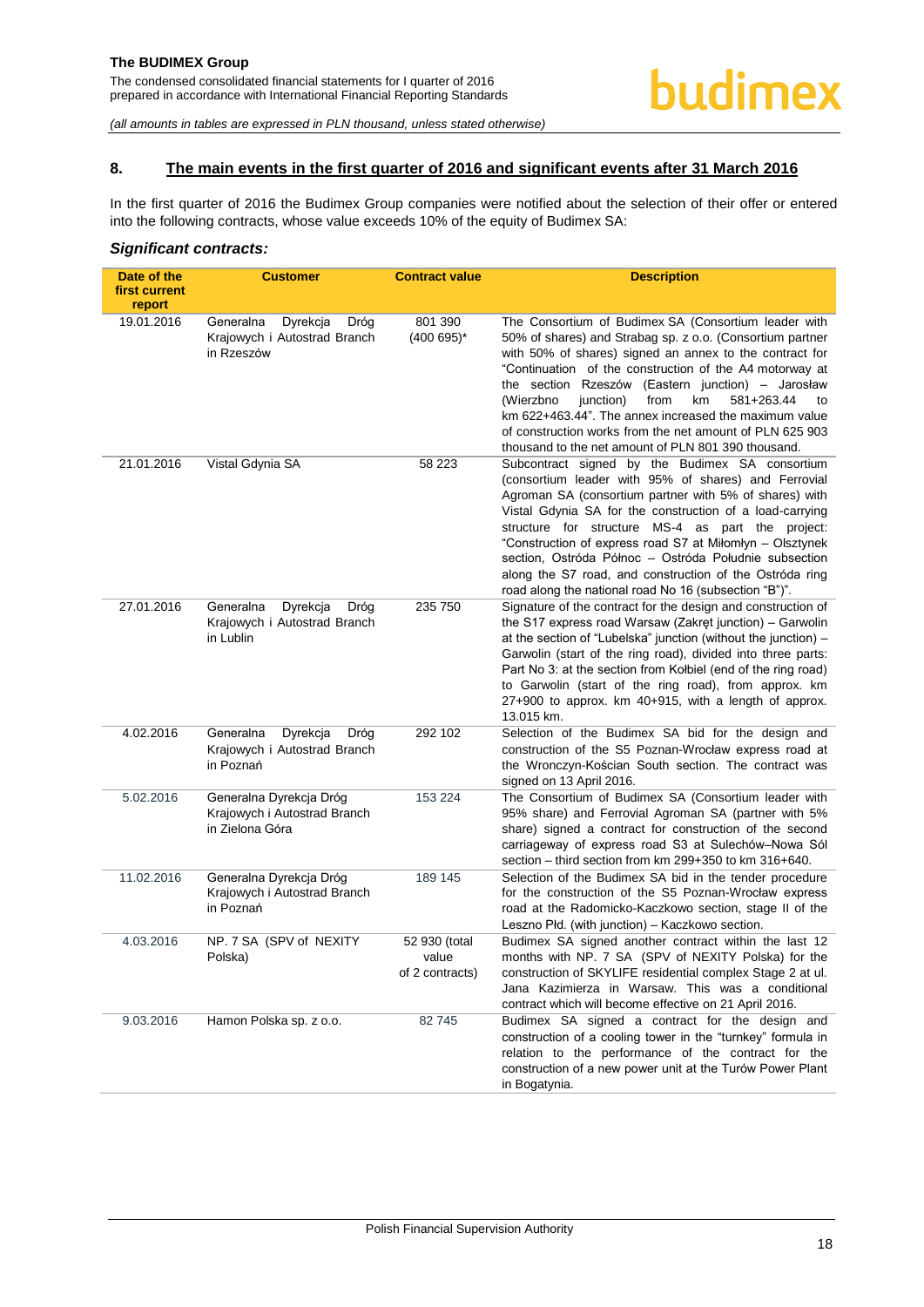## 8. The main events in the first quarter of 2016 and significant events after 31 March 2016

In the first quarter of 2016 the Budimex Group companies were notified about the selection of their offer or entered into the following contracts, whose value exceeds 10% of the equity of Budimex SA:

### *Significant contracts:*

| Date of the first current report | Customer | Contract value | Description |
|---|---|---|---|
| 19.01.2016 | Generalna Dyrekcja Dróg Krajowych i Autostrad Branch in Rzeszów | 801 390 (400 695)* | The Consortium of Budimex SA (Consortium leader with 50% of shares) and Strabag sp. z o.o. (Consortium partner with 50% of shares) signed an annex to the contract for "Continuation of the construction of the A4 motorway at the section Rzeszów (Eastern junction) – Jarosław (Wierzbno junction) from km 581+263.44 to km 622+463.44". The annex increased the maximum value of construction works from the net amount of PLN 625 903 thousand to the net amount of PLN 801 390 thousand. |
| 21.01.2016 | Vistal Gdynia SA | 58 223 | Subcontract signed by the Budimex SA consortium (consortium leader with 95% of shares) and Ferrovial Agroman SA (consortium partner with 5% of shares) with Vistal Gdynia SA for the construction of a load-carrying structure for structure MS-4 as part the project: "Construction of express road S7 at Miłomłyn – Olsztynek section, Ostróda Północ – Ostróda Południe subsection along the S7 road, and construction of the Ostróda ring road along the national road No 16 (subsection "B")". |
| 27.01.2016 | Generalna Dyrekcja Dróg Krajowych i Autostrad Branch in Lublin | 235 750 | Signature of the contract for the design and construction of the S17 express road Warsaw (Zakręt junction) – Garwolin at the section of "Lubelska" junction (without the junction) – Garwolin (start of the ring road), divided into three parts: Part No 3: at the section from Kołbiel (end of the ring road) to Garwolin (start of the ring road), from approx. km 27+900 to approx. km 40+915, with a length of approx. 13.015 km. |
| 4.02.2016 | Generalna Dyrekcja Dróg Krajowych i Autostrad Branch in Poznań | 292 102 | Selection of the Budimex SA bid for the design and construction of the S5 Poznan-Wrocław express road at the Wronczyn-Kościan South section. The contract was signed on 13 April 2016. |
| 5.02.2016 | Generalna Dyrekcja Dróg Krajowych i Autostrad Branch in Zielona Góra | 153 224 | The Consortium of Budimex SA (Consortium leader with 95% share) and Ferrovial Agroman SA (partner with 5% share) signed a contract for construction of the second carriageway of express road S3 at Sulechów–Nowa Sól section – third section from km 299+350 to km 316+640. |
| 11.02.2016 | Generalna Dyrekcja Dróg Krajowych i Autostrad Branch in Poznań | 189 145 | Selection of the Budimex SA bid in the tender procedure for the construction of the S5 Poznan-Wrocław express road at the Radomicko-Kaczkowo section, stage II of the Leszno Płd. (with junction) – Kaczkowo section. |
| 4.03.2016 | NP. 7 SA (SPV of NEXITY Polska) | 52 930 (total value of 2 contracts) | Budimex SA signed another contract within the last 12 months with NP. 7 SA (SPV of NEXITY Polska) for the construction of SKYLIFE residential complex Stage 2 at ul. Jana Kazimierza in Warsaw. This was a conditional contract which will become effective on 21 April 2016. |
| 9.03.2016 | Hamon Polska sp. z o.o. | 82 745 | Budimex SA signed a contract for the design and construction of a cooling tower in the "turnkey" formula in relation to the performance of the contract for the construction of a new power unit at the Turów Power Plant in Bogatynia. |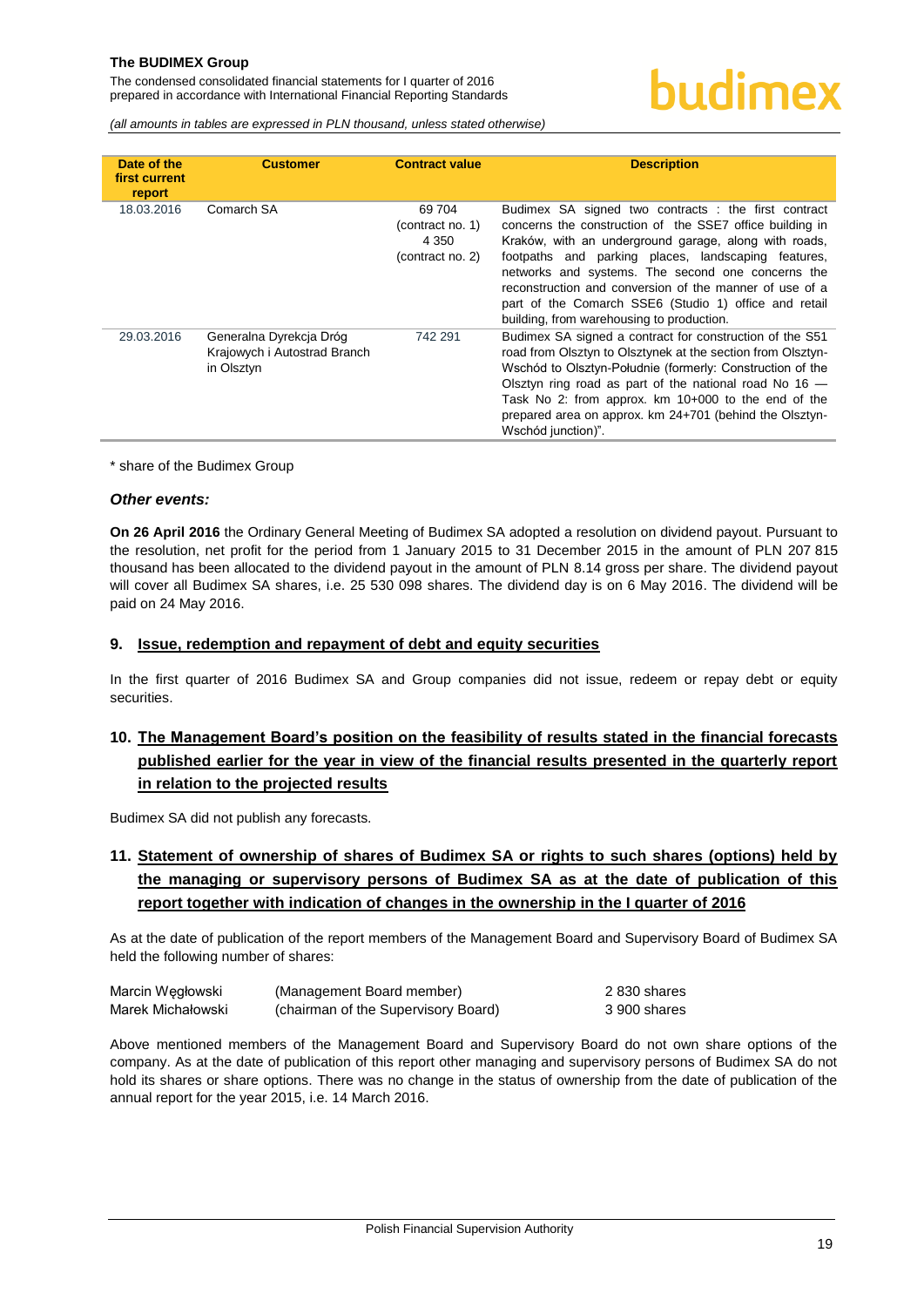| Date of the first current report | Customer | Contract value | Description |
|---|---|---|---|
| 18.03.2016 | Comarch SA | 69 704 (contract no. 1) 4 350 (contract no. 2) | Budimex SA signed two contracts : the first contract concerns the construction of the SSE7 office building in Kraków, with an underground garage, along with roads, footpaths and parking places, landscaping features, networks and systems. The second one concerns the reconstruction and conversion of the manner of use of a part of the Comarch SSE6 (Studio 1) office and retail building, from warehousing to production. |
| 29.03.2016 | Generalna Dyrekcja Dróg Krajowych i Autostrad Branch in Olsztyn | 742 291 | Budimex SA signed a contract for construction of the S51 road from Olsztyn to Olsztynek at the section from Olsztyn-Wschód to Olsztyn-Południe (formerly: Construction of the Olsztyn ring road as part of the national road No 16 — Task No 2: from approx. km 10+000 to the end of the prepared area on approx. km 24+701 (behind the Olsztyn-Wschód junction)". |

* share of the Budimex Group

***Other events:***

**On 26 April 2016** the Ordinary General Meeting of Budimex SA adopted a resolution on dividend payout. Pursuant to the resolution, net profit for the period from 1 January 2015 to 31 December 2015 in the amount of PLN 207 815 thousand has been allocated to the dividend payout in the amount of PLN 8.14 gross per share. The dividend payout will cover all Budimex SA shares, i.e. 25 530 098 shares. The dividend day is on 6 May 2016. The dividend will be paid on 24 May 2016.

## 9. Issue, redemption and repayment of debt and equity securities

In the first quarter of 2016 Budimex SA and Group companies did not issue, redeem or repay debt or equity securities.

## 10. The Management Board's position on the feasibility of results stated in the financial forecasts published earlier for the year in view of the financial results presented in the quarterly report in relation to the projected results

Budimex SA did not publish any forecasts.

## 11. Statement of ownership of shares of Budimex SA or rights to such shares (options) held by the managing or supervisory persons of Budimex SA as at the date of publication of this report together with indication of changes in the ownership in the I quarter of 2016

As at the date of publication of the report members of the Management Board and Supervisory Board of Budimex SA held the following number of shares:

| | | |
|---|---|---|
| Marcin Węgłowski | (Management Board member) | 2 830 shares |
| Marek Michałowski | (chairman of the Supervisory Board) | 3 900 shares |

Above mentioned members of the Management Board and Supervisory Board do not own share options of the company. As at the date of publication of this report other managing and supervisory persons of Budimex SA do not hold its shares or share options. There was no change in the status of ownership from the date of publication of the annual report for the year 2015, i.e. 14 March 2016.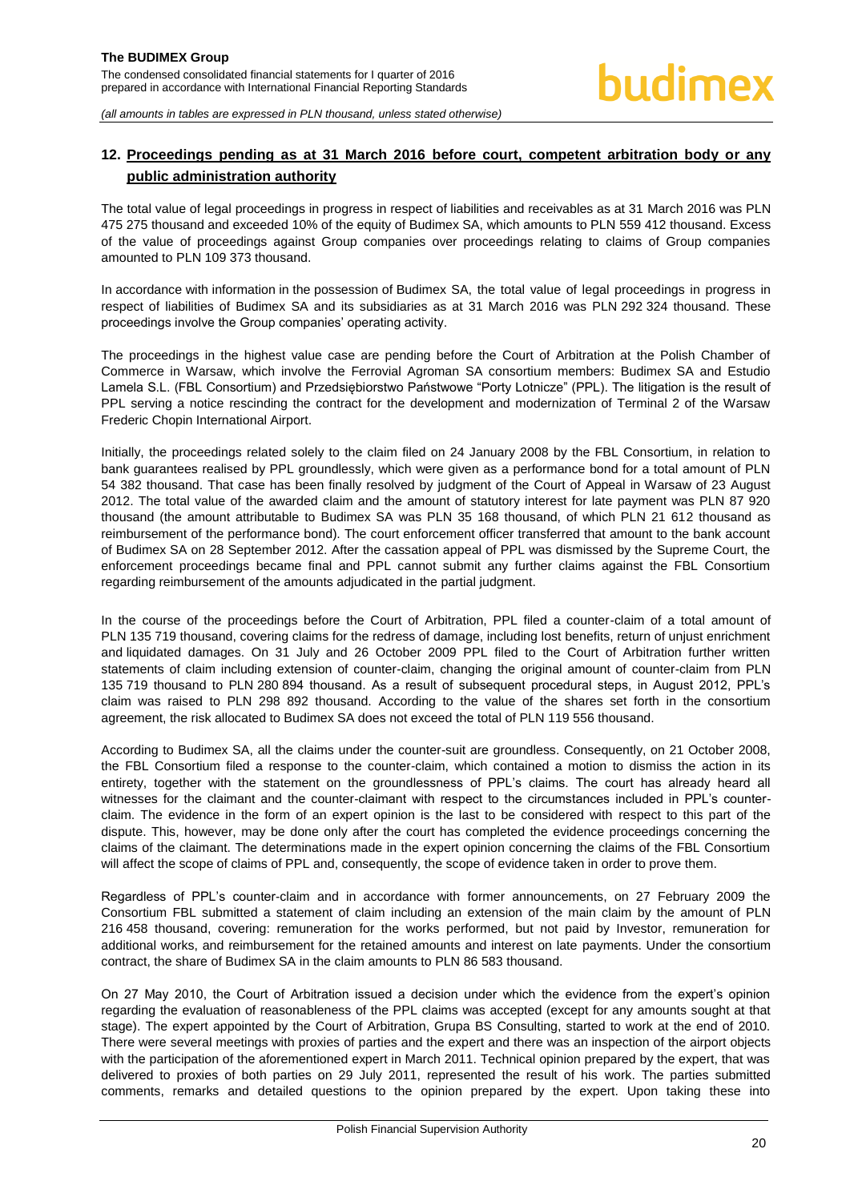## 12. Proceedings pending as at 31 March 2016 before court, competent arbitration body or any public administration authority

The total value of legal proceedings in progress in respect of liabilities and receivables as at 31 March 2016 was PLN 475 275 thousand and exceeded 10% of the equity of Budimex SA, which amounts to PLN 559 412 thousand. Excess of the value of proceedings against Group companies over proceedings relating to claims of Group companies amounted to PLN 109 373 thousand.

In accordance with information in the possession of Budimex SA, the total value of legal proceedings in progress in respect of liabilities of Budimex SA and its subsidiaries as at 31 March 2016 was PLN 292 324 thousand. These proceedings involve the Group companies' operating activity.

The proceedings in the highest value case are pending before the Court of Arbitration at the Polish Chamber of Commerce in Warsaw, which involve the Ferrovial Agroman SA consortium members: Budimex SA and Estudio Lamela S.L. (FBL Consortium) and Przedsiębiorstwo Państwowe "Porty Lotnicze" (PPL). The litigation is the result of PPL serving a notice rescinding the contract for the development and modernization of Terminal 2 of the Warsaw Frederic Chopin International Airport.

Initially, the proceedings related solely to the claim filed on 24 January 2008 by the FBL Consortium, in relation to bank guarantees realised by PPL groundlessly, which were given as a performance bond for a total amount of PLN 54 382 thousand. That case has been finally resolved by judgment of the Court of Appeal in Warsaw of 23 August 2012. The total value of the awarded claim and the amount of statutory interest for late payment was PLN 87 920 thousand (the amount attributable to Budimex SA was PLN 35 168 thousand, of which PLN 21 612 thousand as reimbursement of the performance bond). The court enforcement officer transferred that amount to the bank account of Budimex SA on 28 September 2012. After the cassation appeal of PPL was dismissed by the Supreme Court, the enforcement proceedings became final and PPL cannot submit any further claims against the FBL Consortium regarding reimbursement of the amounts adjudicated in the partial judgment.

In the course of the proceedings before the Court of Arbitration, PPL filed a counter-claim of a total amount of PLN 135 719 thousand, covering claims for the redress of damage, including lost benefits, return of unjust enrichment and liquidated damages. On 31 July and 26 October 2009 PPL filed to the Court of Arbitration further written statements of claim including extension of counter-claim, changing the original amount of counter-claim from PLN 135 719 thousand to PLN 280 894 thousand. As a result of subsequent procedural steps, in August 2012, PPL's claim was raised to PLN 298 892 thousand. According to the value of the shares set forth in the consortium agreement, the risk allocated to Budimex SA does not exceed the total of PLN 119 556 thousand.

According to Budimex SA, all the claims under the counter-suit are groundless. Consequently, on 21 October 2008, the FBL Consortium filed a response to the counter-claim, which contained a motion to dismiss the action in its entirety, together with the statement on the groundlessness of PPL's claims. The court has already heard all witnesses for the claimant and the counter-claimant with respect to the circumstances included in PPL's counter-claim. The evidence in the form of an expert opinion is the last to be considered with respect to this part of the dispute. This, however, may be done only after the court has completed the evidence proceedings concerning the claims of the claimant. The determinations made in the expert opinion concerning the claims of the FBL Consortium will affect the scope of claims of PPL and, consequently, the scope of evidence taken in order to prove them.

Regardless of PPL's counter-claim and in accordance with former announcements, on 27 February 2009 the Consortium FBL submitted a statement of claim including an extension of the main claim by the amount of PLN 216 458 thousand, covering: remuneration for the works performed, but not paid by Investor, remuneration for additional works, and reimbursement for the retained amounts and interest on late payments. Under the consortium contract, the share of Budimex SA in the claim amounts to PLN 86 583 thousand.

On 27 May 2010, the Court of Arbitration issued a decision under which the evidence from the expert's opinion regarding the evaluation of reasonableness of the PPL claims was accepted (except for any amounts sought at that stage). The expert appointed by the Court of Arbitration, Grupa BS Consulting, started to work at the end of 2010. There were several meetings with proxies of parties and the expert and there was an inspection of the airport objects with the participation of the aforementioned expert in March 2011. Technical opinion prepared by the expert, that was delivered to proxies of both parties on 29 July 2011, represented the result of his work. The parties submitted comments, remarks and detailed questions to the opinion prepared by the expert. Upon taking these into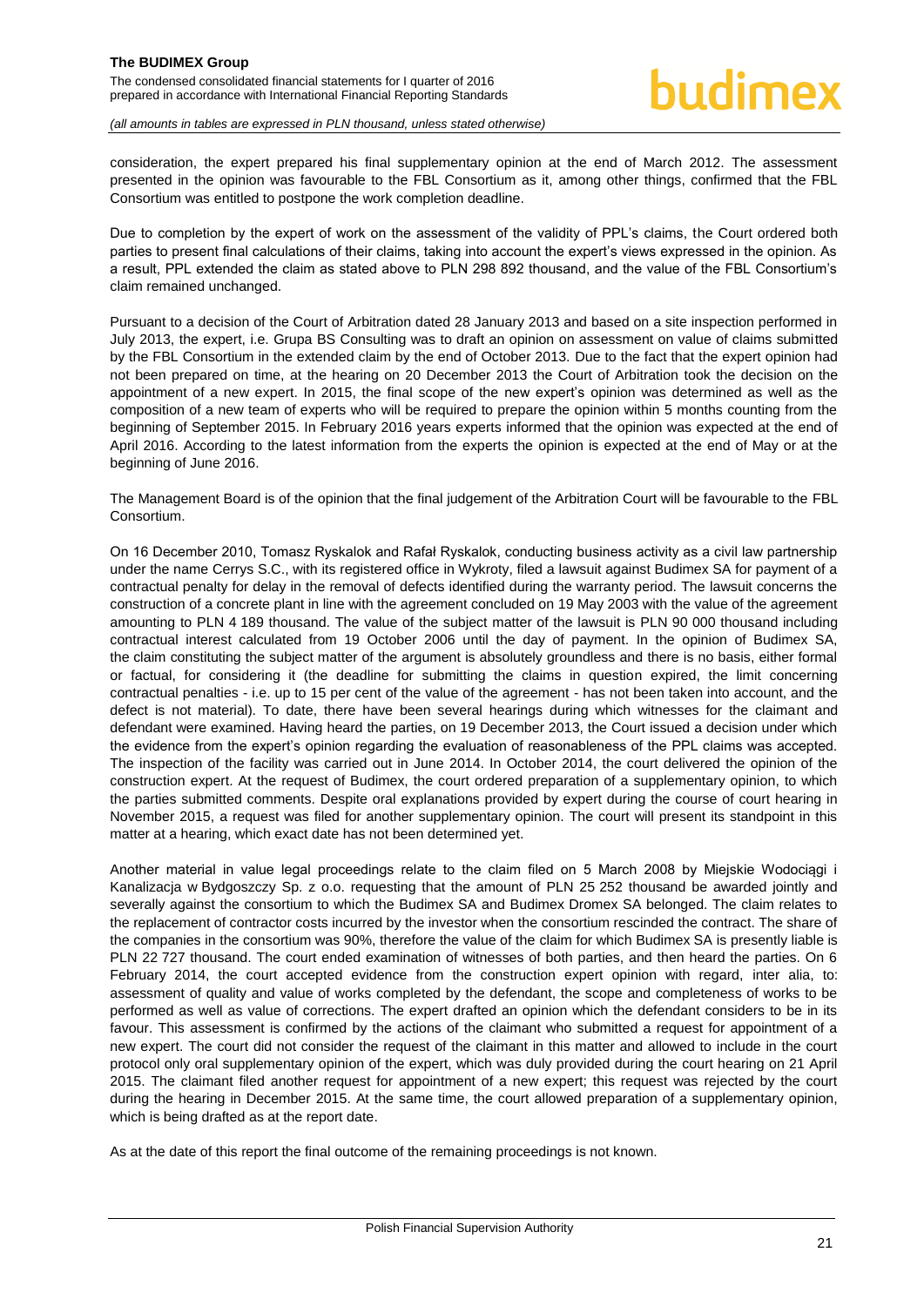consideration, the expert prepared his final supplementary opinion at the end of March 2012. The assessment presented in the opinion was favourable to the FBL Consortium as it, among other things, confirmed that the FBL Consortium was entitled to postpone the work completion deadline.

Due to completion by the expert of work on the assessment of the validity of PPL's claims, the Court ordered both parties to present final calculations of their claims, taking into account the expert's views expressed in the opinion. As a result, PPL extended the claim as stated above to PLN 298 892 thousand, and the value of the FBL Consortium's claim remained unchanged.

Pursuant to a decision of the Court of Arbitration dated 28 January 2013 and based on a site inspection performed in July 2013, the expert, i.e. Grupa BS Consulting was to draft an opinion on assessment on value of claims submitted by the FBL Consortium in the extended claim by the end of October 2013. Due to the fact that the expert opinion had not been prepared on time, at the hearing on 20 December 2013 the Court of Arbitration took the decision on the appointment of a new expert. In 2015, the final scope of the new expert's opinion was determined as well as the composition of a new team of experts who will be required to prepare the opinion within 5 months counting from the beginning of September 2015. In February 2016 years experts informed that the opinion was expected at the end of April 2016. According to the latest information from the experts the opinion is expected at the end of May or at the beginning of June 2016.

The Management Board is of the opinion that the final judgement of the Arbitration Court will be favourable to the FBL Consortium.

On 16 December 2010, Tomasz Ryskalok and Rafał Ryskalok, conducting business activity as a civil law partnership under the name Cerrys S.C., with its registered office in Wykroty, filed a lawsuit against Budimex SA for payment of a contractual penalty for delay in the removal of defects identified during the warranty period. The lawsuit concerns the construction of a concrete plant in line with the agreement concluded on 19 May 2003 with the value of the agreement amounting to PLN 4 189 thousand. The value of the subject matter of the lawsuit is PLN 90 000 thousand including contractual interest calculated from 19 October 2006 until the day of payment. In the opinion of Budimex SA, the claim constituting the subject matter of the argument is absolutely groundless and there is no basis, either formal or factual, for considering it (the deadline for submitting the claims in question expired, the limit concerning contractual penalties - i.e. up to 15 per cent of the value of the agreement - has not been taken into account, and the defect is not material). To date, there have been several hearings during which witnesses for the claimant and defendant were examined. Having heard the parties, on 19 December 2013, the Court issued a decision under which the evidence from the expert's opinion regarding the evaluation of reasonableness of the PPL claims was accepted. The inspection of the facility was carried out in June 2014. In October 2014, the court delivered the opinion of the construction expert. At the request of Budimex, the court ordered preparation of a supplementary opinion, to which the parties submitted comments. Despite oral explanations provided by expert during the course of court hearing in November 2015, a request was filed for another supplementary opinion. The court will present its standpoint in this matter at a hearing, which exact date has not been determined yet.

Another material in value legal proceedings relate to the claim filed on 5 March 2008 by Miejskie Wodociągi i Kanalizacja w Bydgoszczy Sp. z o.o. requesting that the amount of PLN 25 252 thousand be awarded jointly and severally against the consortium to which the Budimex SA and Budimex Dromex SA belonged. The claim relates to the replacement of contractor costs incurred by the investor when the consortium rescinded the contract. The share of the companies in the consortium was 90%, therefore the value of the claim for which Budimex SA is presently liable is PLN 22 727 thousand. The court ended examination of witnesses of both parties, and then heard the parties. On 6 February 2014, the court accepted evidence from the construction expert opinion with regard, inter alia, to: assessment of quality and value of works completed by the defendant, the scope and completeness of works to be performed as well as value of corrections. The expert drafted an opinion which the defendant considers to be in its favour. This assessment is confirmed by the actions of the claimant who submitted a request for appointment of a new expert. The court did not consider the request of the claimant in this matter and allowed to include in the court protocol only oral supplementary opinion of the expert, which was duly provided during the court hearing on 21 April 2015. The claimant filed another request for appointment of a new expert; this request was rejected by the court during the hearing in December 2015. At the same time, the court allowed preparation of a supplementary opinion, which is being drafted as at the report date.

As at the date of this report the final outcome of the remaining proceedings is not known.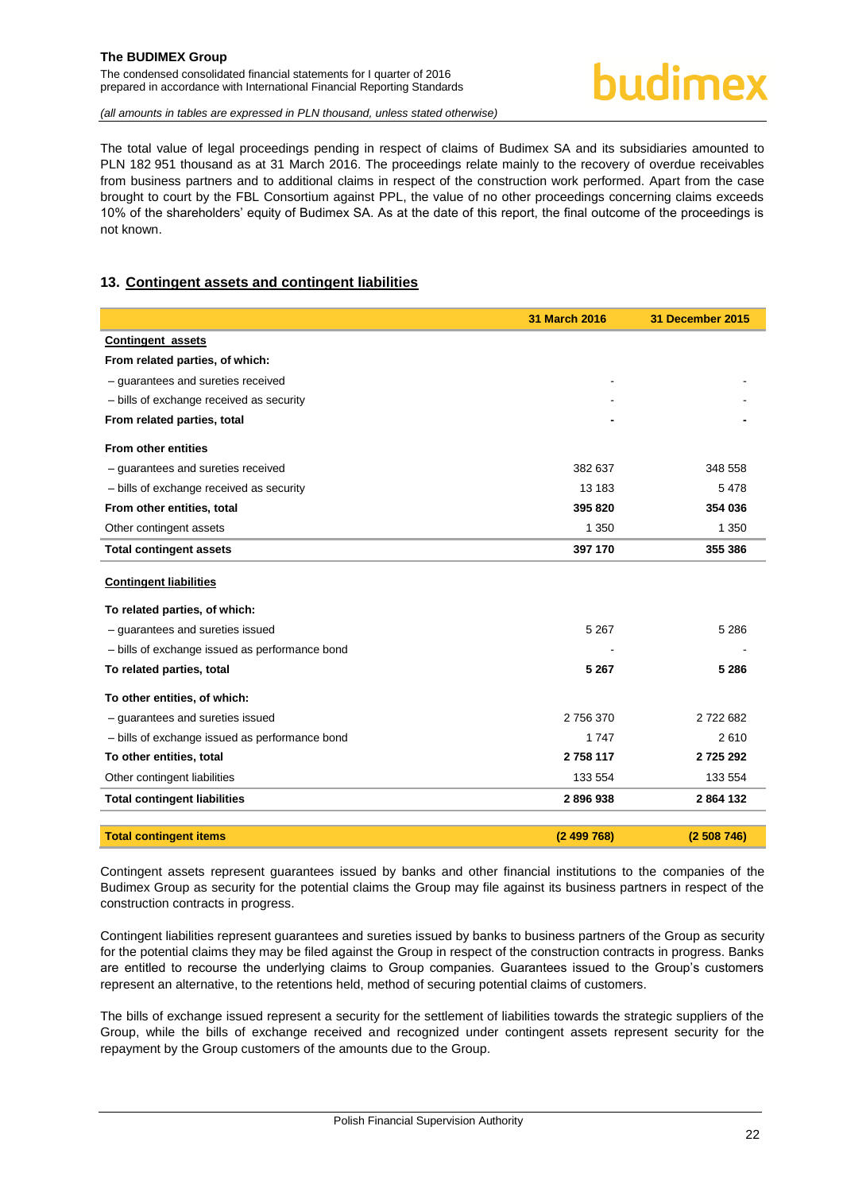The total value of legal proceedings pending in respect of claims of Budimex SA and its subsidiaries amounted to PLN 182 951 thousand as at 31 March 2016. The proceedings relate mainly to the recovery of overdue receivables from business partners and to additional claims in respect of the construction work performed. Apart from the case brought to court by the FBL Consortium against PPL, the value of no other proceedings concerning claims exceeds 10% of the shareholders' equity of Budimex SA. As at the date of this report, the final outcome of the proceedings is not known.

## 13. Contingent assets and contingent liabilities

| | 31 March 2016 | 31 December 2015 |
|---|---|---|
| **Contingent assets** | | |
| **From related parties, of which:** | | |
| – guarantees and sureties received | - | - |
| – bills of exchange received as security | - | - |
| **From related parties, total** | **-** | **-** |
| **From other entities** | | |
| – guarantees and sureties received | 382 637 | 348 558 |
| – bills of exchange received as security | 13 183 | 5 478 |
| **From other entities, total** | **395 820** | **354 036** |
| Other contingent assets | 1 350 | 1 350 |
| **Total contingent assets** | **397 170** | **355 386** |
| **Contingent liabilities** | | |
| **To related parties, of which:** | | |
| – guarantees and sureties issued | 5 267 | 5 286 |
| – bills of exchange issued as performance bond | - | - |
| **To related parties, total** | **5 267** | **5 286** |
| **To other entities, of which:** | | |
| – guarantees and sureties issued | 2 756 370 | 2 722 682 |
| – bills of exchange issued as performance bond | 1 747 | 2 610 |
| **To other entities, total** | **2 758 117** | **2 725 292** |
| Other contingent liabilities | 133 554 | 133 554 |
| **Total contingent liabilities** | **2 896 938** | **2 864 132** |
| **Total contingent items** | **(2 499 768)** | **(2 508 746)** |

Contingent assets represent guarantees issued by banks and other financial institutions to the companies of the Budimex Group as security for the potential claims the Group may file against its business partners in respect of the construction contracts in progress.

Contingent liabilities represent guarantees and sureties issued by banks to business partners of the Group as security for the potential claims they may be filed against the Group in respect of the construction contracts in progress. Banks are entitled to recourse the underlying claims to Group companies. Guarantees issued to the Group's customers represent an alternative, to the retentions held, method of securing potential claims of customers.

The bills of exchange issued represent a security for the settlement of liabilities towards the strategic suppliers of the Group, while the bills of exchange received and recognized under contingent assets represent security for the repayment by the Group customers of the amounts due to the Group.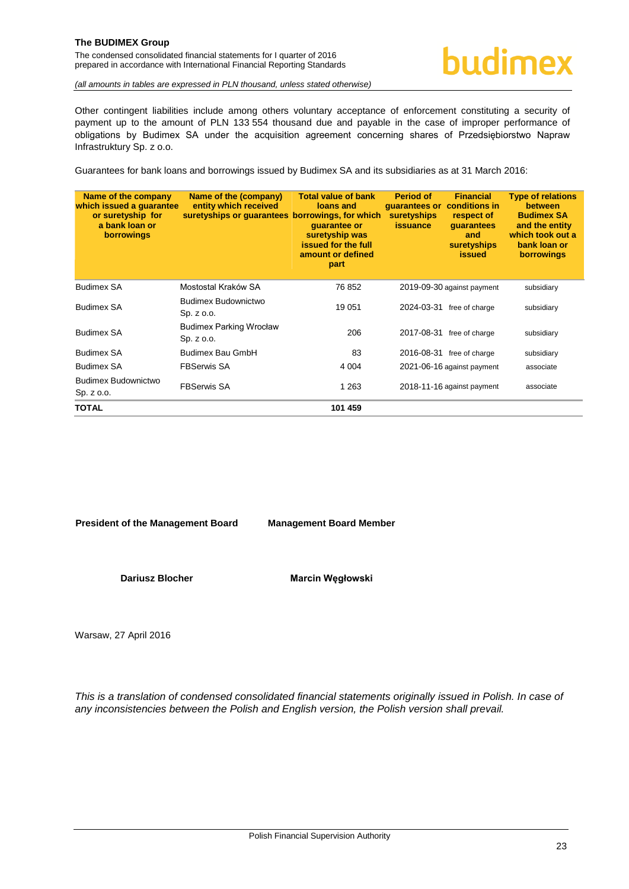Other contingent liabilities include among others voluntary acceptance of enforcement constituting a security of payment up to the amount of PLN 133 554 thousand due and payable in the case of improper performance of obligations by Budimex SA under the acquisition agreement concerning shares of Przedsiębiorstwo Napraw Infrastruktury Sp. z o.o.

Guarantees for bank loans and borrowings issued by Budimex SA and its subsidiaries as at 31 March 2016:

| Name of the company which issued a guarantee or suretyship for a bank loan or borrowings | Name of the (company) entity which received suretyships or guarantees | Total value of bank loans and borrowings, for which guarantee or suretyship was issued for the full amount or defined part | Period of guarantees or suretyships issuance | Financial conditions in respect of guarantees and suretyships issued | Type of relations between Budimex SA and the entity which took out a bank loan or borrowings |
|---|---|---|---|---|---|
| Budimex SA | Mostostal Kraków SA | 76 852 | 2019-09-30 | against payment | subsidiary |
| Budimex SA | Budimex Budownictwo Sp. z o.o. | 19 051 | 2024-03-31 | free of charge | subsidiary |
| Budimex SA | Budimex Parking Wrocław Sp. z o.o. | 206 | 2017-08-31 | free of charge | subsidiary |
| Budimex SA | Budimex Bau GmbH | 83 | 2016-08-31 | free of charge | subsidiary |
| Budimex SA | FBSerwis SA | 4 004 | 2021-06-16 | against payment | associate |
| Budimex Budownictwo Sp. z o.o. | FBSerwis SA | 1 263 | 2018-11-16 | against payment | associate |
| **TOTAL** | | **101 459** | | | |

**President of the Management Board** | **Management Board Member**

**Dariusz Blocher** | **Marcin Węgłowski**

Warsaw, 27 April 2016

*This is a translation of condensed consolidated financial statements originally issued in Polish. In case of any inconsistencies between the Polish and English version, the Polish version shall prevail.*